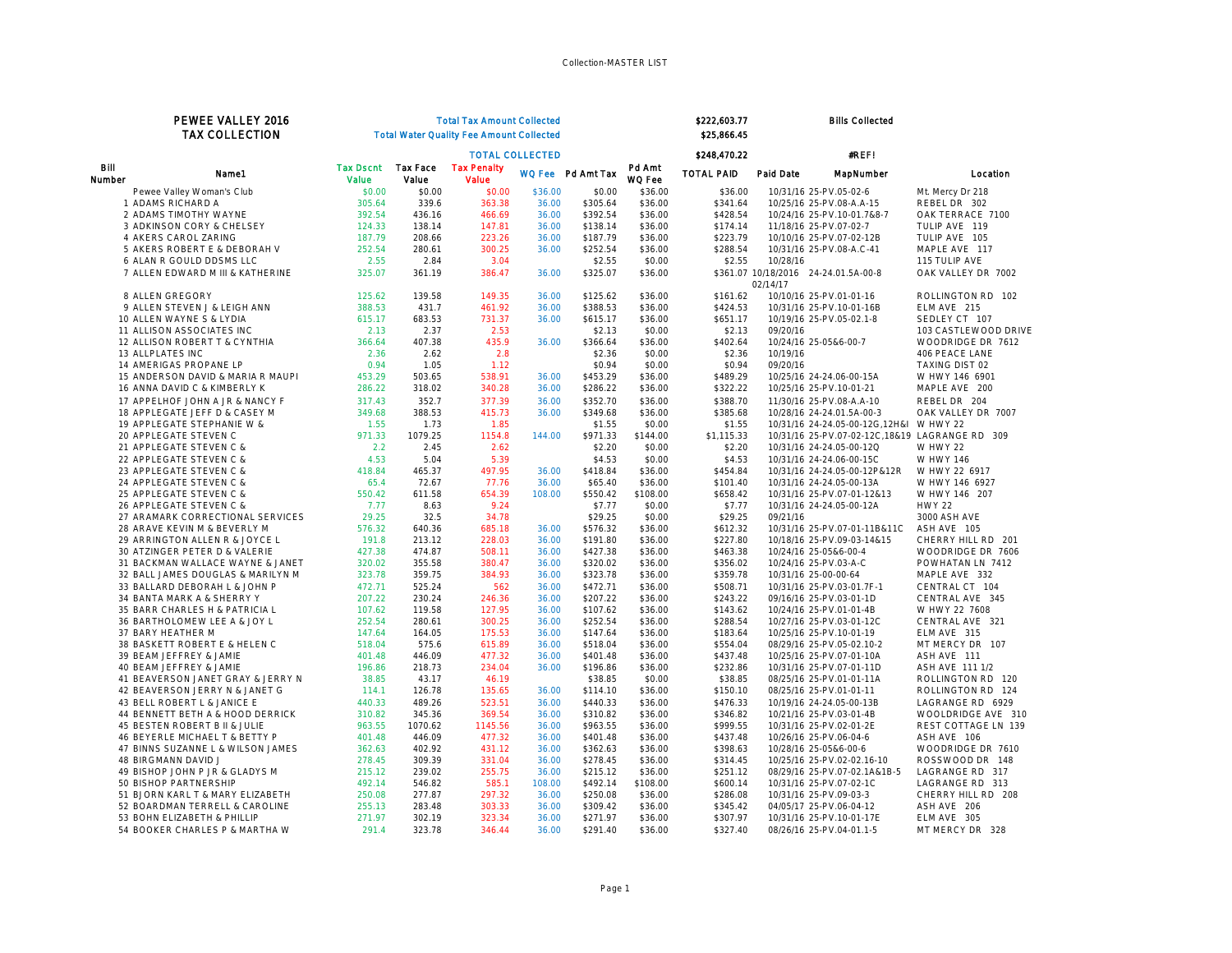## PEWEE VALLEY 2016
## TAX COLLECTION

| | | |
|---|---|---|
| Total Tax Amount Collected | $222,603.77 | Bills Collected |
| Total Water Quality Fee Amount Collected | $25,866.45 | |
| TOTAL COLLECTED | $248,470.22 | #REF! |

| Bill Number | Name1 | Tax Dscnt Value | Tax Face Value | Tax Penalty Value | WQ Fee | Pd Amt Tax | Pd Amt WQ Fee | TOTAL PAID | Paid Date | MapNumber | Location |
|---|---|---|---|---|---|---|---|---|---|---|---|
| | Pewee Valley Woman's Club | $0.00 | $0.00 | $0.00 | $36.00 | $0.00 | $36.00 | $36.00 | 10/31/16 | 25-PV.05-02-6 | Mt. Mercy Dr 218 |
| 1 | ADAMS RICHARD A | 305.64 | 339.6 | 363.38 | 36.00 | $305.64 | $36.00 | $341.64 | 10/25/16 | 25-PV.08-A.A-15 | REBEL DR 302 |
| 2 | ADAMS TIMOTHY WAYNE | 392.54 | 436.16 | 466.69 | 36.00 | $392.54 | $36.00 | $428.54 | 10/24/16 | 25-PV.10-01.7&8-7 | OAK TERRACE 7100 |
| 3 | ADKINSON CORY & CHELSEY | 124.33 | 138.14 | 147.81 | 36.00 | $138.14 | $36.00 | $174.14 | 11/18/16 | 25-PV.07-02-7 | TULIP AVE 119 |
| 4 | AKERS CAROL ZARING | 187.79 | 208.66 | 223.26 | 36.00 | $187.79 | $36.00 | $223.79 | 10/10/16 | 25-PV.07-02-12B | TULIP AVE 105 |
| 5 | AKERS ROBERT E & DEBORAH V | 252.54 | 280.61 | 300.25 | 36.00 | $252.54 | $36.00 | $288.54 | 10/31/16 | 25-PV.08-A.C-41 | MAPLE AVE 117 |
| 6 | ALAN R GOULD DDSMS LLC | 2.55 | 2.84 | 3.04 | | $2.55 | $0.00 | $2.55 | 10/28/16 | | 115 TULIP AVE |
| 7 | ALLEN EDWARD M III & KATHERINE | 325.07 | 361.19 | 386.47 | 36.00 | $325.07 | $36.00 | $361.07 | 10/18/2016 02/14/17 | 24-24.01.5A-00-8 | OAK VALLEY DR 7002 |
| 8 | ALLEN GREGORY | 125.62 | 139.58 | 149.35 | 36.00 | $125.62 | $36.00 | $161.62 | 10/10/16 | 25-PV.01-01-16 | ROLLINGTON RD 102 |
| 9 | ALLEN STEVEN J & LEIGH ANN | 388.53 | 431.7 | 461.92 | 36.00 | $388.53 | $36.00 | $424.53 | 10/31/16 | 25-PV.10-01-16B | ELM AVE 215 |
| 10 | ALLEN WAYNE S & LYDIA | 615.17 | 683.53 | 731.37 | 36.00 | $615.17 | $36.00 | $651.17 | 10/19/16 | 25-PV.05-02.1-8 | SEDLEY CT 107 |
| 11 | ALLISON ASSOCIATES INC | 2.13 | 2.37 | 2.53 | | $2.13 | $0.00 | $2.13 | 09/20/16 | | 103 CASTLEWOOD DRIVE |
| 12 | ALLISON ROBERT T & CYNTHIA | 366.64 | 407.38 | 435.9 | 36.00 | $366.64 | $36.00 | $402.64 | 10/24/16 | 25-05&6-00-7 | WOODRIDGE DR 7612 |
| 13 | ALLPLATES INC | 2.36 | 2.62 | 2.8 | | $2.36 | $0.00 | $2.36 | 10/19/16 | | 406 PEACE LANE |
| 14 | AMERIGAS PROPANE LP | 0.94 | 1.05 | 1.12 | | $0.94 | $0.00 | $0.94 | 09/20/16 | | TAXING DIST 02 |
| 15 | ANDERSON DAVID & MARIA R MAUPI | 453.29 | 503.65 | 538.91 | 36.00 | $453.29 | $36.00 | $489.29 | 10/25/16 | 24-24.06-00-15A | W HWY 146 6901 |
| 16 | ANNA DAVID C & KIMBERLY K | 286.22 | 318.02 | 340.28 | 36.00 | $286.22 | $36.00 | $322.22 | 10/25/16 | 25-PV.10-01-21 | MAPLE AVE 200 |
| 17 | APPELHOF JOHN A JR & NANCY F | 317.43 | 352.7 | 377.39 | 36.00 | $352.70 | $36.00 | $388.70 | 11/30/16 | 25-PV.08-A.A-10 | REBEL DR 204 |
| 18 | APPLEGATE JEFF D & CASEY M | 349.68 | 388.53 | 415.73 | 36.00 | $349.68 | $36.00 | $385.68 | 10/28/16 | 24-24.01.5A-00-3 | OAK VALLEY DR 7007 |
| 19 | APPLEGATE STEPHANIE W & | 1.55 | 1.73 | 1.85 | | $1.55 | $0.00 | $1.55 | 10/31/16 | 24-24.05-00-12G,12H&I | W HWY 22 |
| 20 | APPLEGATE STEVEN C | 971.33 | 1079.25 | 1154.8 | 144.00 | $971.33 | $144.00 | $1,115.33 | 10/31/16 | 25-PV.07-02-12C,18&19 | LAGRANGE RD 309 |
| 21 | APPLEGATE STEVEN C & | 2.2 | 2.45 | 2.62 | | $2.20 | $0.00 | $2.20 | 10/31/16 | 24-24.05-00-12Q | W HWY 22 |
| 22 | APPLEGATE STEVEN C & | 4.53 | 5.04 | 5.39 | | $4.53 | $0.00 | $4.53 | 10/31/16 | 24-24.06-00-15C | W HWY 146 |
| 23 | APPLEGATE STEVEN C & | 418.84 | 465.37 | 497.95 | 36.00 | $418.84 | $36.00 | $454.84 | 10/31/16 | 24-24.05-00-12P&12R | W HWY 22 6917 |
| 24 | APPLEGATE STEVEN C & | 65.4 | 72.67 | 77.76 | 36.00 | $65.40 | $36.00 | $101.40 | 10/31/16 | 24-24.05-00-13A | W HWY 146 6927 |
| 25 | APPLEGATE STEVEN C & | 550.42 | 611.58 | 654.39 | 108.00 | $550.42 | $108.00 | $658.42 | 10/31/16 | 25-PV.07-01-12&13 | W HWY 146 207 |
| 26 | APPLEGATE STEVEN C & | 7.77 | 8.63 | 9.24 | | $7.77 | $0.00 | $7.77 | 10/31/16 | 24-24.05-00-12A | HWY 22 |
| 27 | ARAMARK CORRECTIONAL SERVICES | 29.25 | 32.5 | 34.78 | | $29.25 | $0.00 | $29.25 | 09/21/16 | | 3000 ASH AVE |
| 28 | ARAVE KEVIN M & BEVERLY M | 576.32 | 640.36 | 685.18 | 36.00 | $576.32 | $36.00 | $612.32 | 10/31/16 | 25-PV.07-01-11B&11C | ASH AVE 105 |
| 29 | ARRINGTON ALLEN R & JOYCE L | 191.8 | 213.12 | 228.03 | 36.00 | $191.80 | $36.00 | $227.80 | 10/18/16 | 25-PV.09-03-14&15 | CHERRY HILL RD 201 |
| 30 | ATZINGER PETER D & VALERIE | 427.38 | 474.87 | 508.11 | 36.00 | $427.38 | $36.00 | $463.38 | 10/24/16 | 25-05&6-00-4 | WOODRIDGE DR 7606 |
| 31 | BACKMAN WALLACE WAYNE & JANET | 320.02 | 355.58 | 380.47 | 36.00 | $320.02 | $36.00 | $356.02 | 10/24/16 | 25-PV.03-A-C | POWHATAN LN 7412 |
| 32 | BALL JAMES DOUGLAS & MARILYN M | 323.78 | 359.75 | 384.93 | 36.00 | $323.78 | $36.00 | $359.78 | 10/31/16 | 25-00-00-64 | MAPLE AVE 332 |
| 33 | BALLARD DEBORAH L & JOHN P | 472.71 | 525.24 | 562 | 36.00 | $472.71 | $36.00 | $508.71 | 10/31/16 | 25-PV.03-01.7F-1 | CENTRAL CT 104 |
| 34 | BANTA MARK A & SHERRY Y | 207.22 | 230.24 | 246.36 | 36.00 | $207.22 | $36.00 | $243.22 | 09/16/16 | 25-PV.03-01-1D | CENTRAL AVE 345 |
| 35 | BARR CHARLES H & PATRICIA L | 107.62 | 119.58 | 127.95 | 36.00 | $107.62 | $36.00 | $143.62 | 10/24/16 | 25-PV.01-01-4B | W HWY 22 7608 |
| 36 | BARTHOLOMEW LEE A & JOY L | 252.54 | 280.61 | 300.25 | 36.00 | $252.54 | $36.00 | $288.54 | 10/27/16 | 25-PV.03-01-12C | CENTRAL AVE 321 |
| 37 | BARY HEATHER M | 147.64 | 164.05 | 175.53 | 36.00 | $147.64 | $36.00 | $183.64 | 10/25/16 | 25-PV.10-01-19 | ELM AVE 315 |
| 38 | BASKETT ROBERT E & HELEN C | 518.04 | 575.6 | 615.89 | 36.00 | $518.04 | $36.00 | $554.04 | 08/29/16 | 25-PV.05-02.10-2 | MT MERCY DR 107 |
| 39 | BEAM JEFFREY & JAMIE | 401.48 | 446.09 | 477.32 | 36.00 | $401.48 | $36.00 | $437.48 | 10/25/16 | 25-PV.07-01-10A | ASH AVE 111 |
| 40 | BEAM JEFFREY & JAMIE | 196.86 | 218.73 | 234.04 | 36.00 | $196.86 | $36.00 | $232.86 | 10/31/16 | 25-PV.07-01-11D | ASH AVE 111 1/2 |
| 41 | BEAVERSON JANET GRAY & JERRY N | 38.85 | 43.17 | 46.19 | | $38.85 | $0.00 | $38.85 | 08/25/16 | 25-PV.01-01-11A | ROLLINGTON RD 120 |
| 42 | BEAVERSON JERRY N & JANET G | 114.1 | 126.78 | 135.65 | 36.00 | $114.10 | $36.00 | $150.10 | 08/25/16 | 25-PV.01-01-11 | ROLLINGTON RD 124 |
| 43 | BELL ROBERT L & JANICE E | 440.33 | 489.26 | 523.51 | 36.00 | $440.33 | $36.00 | $476.33 | 10/19/16 | 24-24.05-00-13B | LAGRANGE RD 6929 |
| 44 | BENNETT BETH A & HOOD DERRICK | 310.82 | 345.36 | 369.54 | 36.00 | $310.82 | $36.00 | $346.82 | 10/21/16 | 25-PV.03-01-4B | WOOLDRIDGE AVE 310 |
| 45 | BESTEN ROBERT B II & JULIE | 963.55 | 1070.62 | 1145.56 | 36.00 | $963.55 | $36.00 | $999.55 | 10/31/16 | 25-PV.02-01-2E | REST COTTAGE LN 139 |
| 46 | BEYERLE MICHAEL T & BETTY P | 401.48 | 446.09 | 477.32 | 36.00 | $401.48 | $36.00 | $437.48 | 10/26/16 | 25-PV.06-04-6 | ASH AVE 106 |
| 47 | BINNS SUZANNE L & WILSON JAMES | 362.63 | 402.92 | 431.12 | 36.00 | $362.63 | $36.00 | $398.63 | 10/28/16 | 25-05&6-00-6 | WOODRIDGE DR 7610 |
| 48 | BIRGMANN DAVID J | 278.45 | 309.39 | 331.04 | 36.00 | $278.45 | $36.00 | $314.45 | 10/25/16 | 25-PV.02-02.16-10 | ROSSWOOD DR 148 |
| 49 | BISHOP JOHN P JR & GLADYS M | 215.12 | 239.02 | 255.75 | 36.00 | $215.12 | $36.00 | $251.12 | 08/29/16 | 25-PV.07-02.1A&1B-5 | LAGRANGE RD 317 |
| 50 | BISHOP PARTNERSHIP | 492.14 | 546.82 | 585.1 | 108.00 | $492.14 | $108.00 | $600.14 | 10/31/16 | 25-PV.07-02-1C | LAGRANGE RD 313 |
| 51 | BJORN KARL T & MARY ELIZABETH | 250.08 | 277.87 | 297.32 | 36.00 | $250.08 | $36.00 | $286.08 | 10/31/16 | 25-PV.09-03-3 | CHERRY HILL RD 208 |
| 52 | BOARDMAN TERRELL & CAROLINE | 255.13 | 283.48 | 303.33 | 36.00 | $309.42 | $36.00 | $345.42 | 04/05/17 | 25-PV.06-04-12 | ASH AVE 206 |
| 53 | BOHN ELIZABETH & PHILLIP | 271.97 | 302.19 | 323.34 | 36.00 | $271.97 | $36.00 | $307.97 | 10/31/16 | 25-PV.10-01-17E | ELM AVE 305 |
| 54 | BOOKER CHARLES P & MARTHA W | 291.4 | 323.78 | 346.44 | 36.00 | $291.40 | $36.00 | $327.40 | 08/26/16 | 25-PV.04-01.1-5 | MT MERCY DR 328 |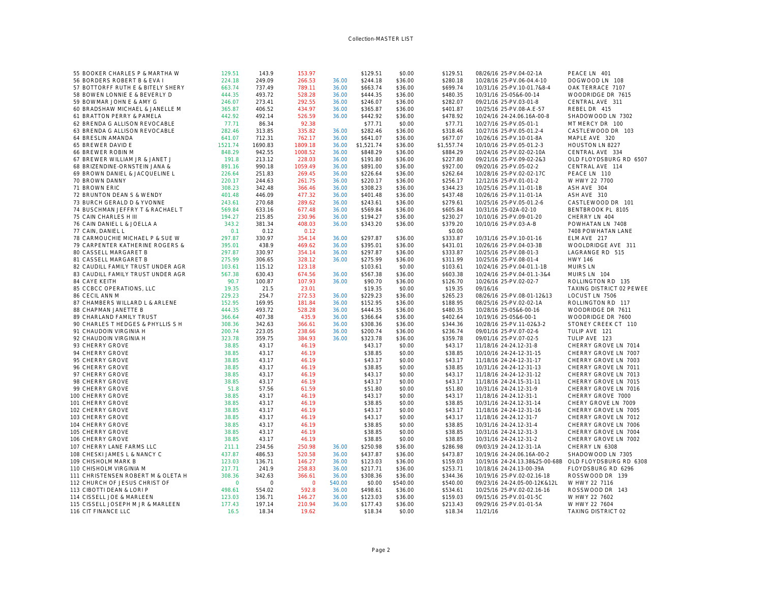Collection-MASTER LIST

| # | Name | | | | | | | | | Date / Parcel | Address |
|---|---|---|---|---|---|---|---|---|---|---|---|
| 55 | BOOKER CHARLES P & MARTHA W | 129.51 | 143.9 | 153.97 | | $129.51 | $0.00 | $129.51 | 08/26/16 25-PV.04-02-1A | PEACE LN 401 |
| 56 | BORDERS ROBERT B & EVA I | 224.18 | 249.09 | 266.53 | 36.00 | $244.18 | $36.00 | $280.18 | 10/28/16 25-PV.06-04.4-10 | DOGWOOD LN 108 |
| 57 | BOTTORFF RUTH E & BITELY SHERY | 663.74 | 737.49 | 789.11 | 36.00 | $663.74 | $36.00 | $699.74 | 10/31/16 25-PV.10-01.7&8-4 | OAK TERRACE 7107 |
| 58 | BOWEN LONNIE E & BEVERLY D | 444.35 | 493.72 | 528.28 | 36.00 | $444.35 | $36.00 | $480.35 | 10/31/16 25-05&6-00-14 | WOODRIDGE DR 7615 |
| 59 | BOWMAR JOHN E & AMY G | 246.07 | 273.41 | 292.55 | 36.00 | $246.07 | $36.00 | $282.07 | 09/21/16 25-PV.03-01-8 | CENTRAL AVE 311 |
| 60 | BRADSHAW MICHAEL & JANELLE M | 365.87 | 406.52 | 434.97 | 36.00 | $365.87 | $36.00 | $401.87 | 10/25/16 25-PV.08-A.E-57 | REBEL DR 415 |
| 61 | BRATTON PERRY & PAMELA | 442.92 | 492.14 | 526.59 | 36.00 | $442.92 | $36.00 | $478.92 | 10/24/16 24-24.06.16A-00-8 | SHADOWOOD LN 7302 |
| 62 | BRENDA G ALLISON REVOCABLE | 77.71 | 86.34 | 92.38 | | $77.71 | $0.00 | $77.71 | 10/27/16 25-PV.05-01-1 | MT MERCY DR 100 |
| 63 | BRENDA G ALLISON REVOCABLE | 282.46 | 313.85 | 335.82 | 36.00 | $282.46 | $36.00 | $318.46 | 10/27/16 25-PV.05-01.2-4 | CASTLEWOOD DR 103 |
| 64 | BRESLIN AMANDA | 641.07 | 712.31 | 762.17 | 36.00 | $641.07 | $36.00 | $677.07 | 10/26/16 25-PV.10-01-8A | MAPLE AVE 320 |
| 65 | BREWER DAVID E | 1521.74 | 1690.83 | 1809.18 | 36.00 | $1,521.74 | $36.00 | $1,557.74 | 10/10/16 25-PV.05-01.2-3 | HOUSTON LN 8227 |
| 66 | BREWER ROBIN M | 848.29 | 942.55 | 1008.52 | 36.00 | $848.29 | $36.00 | $884.29 | 10/24/16 25-PV.02-02-10A | CENTRAL AVE 334 |
| 67 | BREWER WILLIAM JR & JANET J | 191.8 | 213.12 | 228.03 | 36.00 | $191.80 | $36.00 | $227.80 | 09/21/16 25-PV.09-02-2&3 | OLD FLOYDSBURG RD 6507 |
| 68 | BRIZENDINE-ORNSTEIN JANA & | 891.16 | 990.18 | 1059.49 | 36.00 | $891.00 | $36.00 | $927.00 | 09/20/16 25-PV.05-02-2 | CENTRAL AVE 114 |
| 69 | BROWN DANIEL & JACQUELINE L | 226.64 | 251.83 | 269.45 | 36.00 | $226.64 | $36.00 | $262.64 | 10/28/16 25-PV.02-02-17C | PEACE LN 110 |
| 70 | BROWN DANNY | 220.17 | 244.63 | 261.75 | 36.00 | $220.17 | $36.00 | $256.17 | 12/12/16 25-PV.01-01-2 | W HWY 22 7700 |
| 71 | BROWN ERIC | 308.23 | 342.48 | 366.46 | 36.00 | $308.23 | $36.00 | $344.23 | 10/25/16 25-PV.11-01-1B | ASH AVE 304 |
| 72 | BRUNTON DEAN S & WENDY | 401.48 | 446.09 | 477.32 | 36.00 | $401.48 | $36.00 | $437.48 | 10/26/16 25-PV.11-01-1A | ASH AVE 310 |
| 73 | BURCH GERALD D & YVONNE | 243.61 | 270.68 | 289.62 | 36.00 | $243.61 | $36.00 | $279.61 | 10/25/16 25-PV.05-01.2-6 | CASTLEWOOD DR 101 |
| 74 | BUSCHMAN JEFFRY T & RACHAEL T | 569.84 | 633.16 | 677.48 | 36.00 | $569.84 | $36.00 | $605.84 | 10/31/16 25-02A-02-10 | BENTBROOK PL 8105 |
| 75 | CAIN CHARLES H III | 194.27 | 215.85 | 230.96 | 36.00 | $194.27 | $36.00 | $230.27 | 10/10/16 25-PV.09-01-20 | CHERRY LN 404 |
| 76 | CAIN DANIEL L & JOELLA A | 343.2 | 381.34 | 408.03 | 36.00 | $343.20 | $36.00 | $379.20 | 10/10/16 25-PV.03-A-B | POWHATAN LN 7408 |
| 77 | CAIN, DANIEL L | 0.1 | 0.12 | 0.12 | | | | $0.00 | | 7408 POWHATAN LANE |
| 78 | CARMOUCHIE MICHAEL P & SUE W | 297.87 | 330.97 | 354.14 | 36.00 | $297.87 | $36.00 | $333.87 | 10/31/16 25-PV.10-01-16 | ELM AVE 217 |
| 79 | CARPENTER KATHERINE ROGERS & | 395.01 | 438.9 | 469.62 | 36.00 | $395.01 | $36.00 | $431.01 | 10/26/16 25-PV.04-03-3B | WOOLDRIDGE AVE 311 |
| 80 | CASSELL MARGARET B | 297.87 | 330.97 | 354.14 | 36.00 | $297.87 | $36.00 | $333.87 | 10/25/16 25-PV.08-01-3 | LAGRANGE RD 515 |
| 81 | CASSELL MARGARET B | 275.99 | 306.65 | 328.12 | 36.00 | $275.99 | $36.00 | $311.99 | 10/25/16 25-PV.08-01-4 | HWY 146 |
| 82 | CAUDILL FAMILY TRUST UNDER AGR | 103.61 | 115.12 | 123.18 | | $103.61 | $0.00 | $103.61 | 10/24/16 25-PV.04-01.1-1B | MUIRS LN |
| 83 | CAUDILL FAMILY TRUST UNDER AGR | 567.38 | 630.43 | 674.56 | 36.00 | $567.38 | $36.00 | $603.38 | 10/24/16 25-PV.04-01.1-3&4 | MUIRS LN 104 |
| 84 | CAYE KEITH | 90.7 | 100.87 | 107.93 | 36.00 | $90.70 | $36.00 | $126.70 | 10/26/16 25-PV.02-02-7 | ROLLINGTON RD 135 |
| 85 | CCBCC OPERATIONS, LLC | 19.35 | 21.5 | 23.01 | | $19.35 | $0.00 | $19.35 | 09/16/16 | TAXING DISTRICT 02 PEWEE |
| 86 | CECIL ANN M | 229.23 | 254.7 | 272.53 | 36.00 | $229.23 | $36.00 | $265.23 | 08/26/16 25-PV.08-01-12&13 | LOCUST LN 7506 |
| 87 | CHAMBERS WILLARD L & ARLENE | 152.95 | 169.95 | 181.84 | 36.00 | $152.95 | $36.00 | $188.95 | 08/25/16 25-PV.02-02-1A | ROLLINGTON RD 117 |
| 88 | CHAPMAN JANETTE B | 444.35 | 493.72 | 528.28 | 36.00 | $444.35 | $36.00 | $480.35 | 10/28/16 25-05&6-00-16 | WOODRIDGE DR 7611 |
| 89 | CHARLAND FAMILY TRUST | 366.64 | 407.38 | 435.9 | 36.00 | $366.64 | $36.00 | $402.64 | 10/19/16 25-05&6-00-1 | WOODRIDGE DR 7600 |
| 90 | CHARLES T HEDGES & PHYLLIS S H | 308.36 | 342.63 | 366.61 | 36.00 | $308.36 | $36.00 | $344.36 | 10/28/16 25-PV.11-02&3-2 | STONEY CREEK CT 110 |
| 91 | CHAUDOIN VIRGINIA H | 200.74 | 223.05 | 238.66 | 36.00 | $200.74 | $36.00 | $236.74 | 09/01/16 25-PV.07-02-6 | TULIP AVE 121 |
| 92 | CHAUDOIN VIRGINIA H | 323.78 | 359.75 | 384.93 | 36.00 | $323.78 | $36.00 | $359.78 | 09/01/16 25-PV.07-02-5 | TULIP AVE 123 |
| 93 | CHERRY GROVE | 38.85 | 43.17 | 46.19 | | $43.17 | $0.00 | $43.17 | 11/18/16 24-24.12-31-8 | CHERRY GROVE LN 7014 |
| 94 | CHERRY GROVE | 38.85 | 43.17 | 46.19 | | $38.85 | $0.00 | $38.85 | 10/10/16 24-24-12-31-15 | CHERRY GROVE LN 7007 |
| 95 | CHERRY GROVE | 38.85 | 43.17 | 46.19 | | $43.17 | $0.00 | $43.17 | 11/18/16 24-24-12-31-17 | CHERRY GROVE LN 7003 |
| 96 | CHERRY GROVE | 38.85 | 43.17 | 46.19 | | $38.85 | $0.00 | $38.85 | 10/31/16 24-24.12-31-13 | CHERRY GROVE LN 7011 |
| 97 | CHERRY GROVE | 38.85 | 43.17 | 46.19 | | $43.17 | $0.00 | $43.17 | 11/18/16 24-24.12-31-12 | CHERRY GROVE LN 7013 |
| 98 | CHERRY GROVE | 38.85 | 43.17 | 46.19 | | $43.17 | $0.00 | $43.17 | 11/18/16 24-24.15-31-11 | CHERRY GROVE LN 7015 |
| 99 | CHERRY GROVE | 51.8 | 57.56 | 61.59 | | $51.80 | $0.00 | $51.80 | 10/31/16 24-24.12-31-9 | CHERRY GROVE LN 7016 |
| 100 | CHERRY GROVE | 38.85 | 43.17 | 46.19 | | $43.17 | $0.00 | $43.17 | 11/18/16 24-24.12-31-1 | CHERRY GROVE 7000 |
| 101 | CHERRY GROVE | 38.85 | 43.17 | 46.19 | | $38.85 | $0.00 | $38.85 | 10/31/16 24-24.12-31-14 | CHERY GROVE LN 7009 |
| 102 | CHERRY GROVE | 38.85 | 43.17 | 46.19 | | $43.17 | $0.00 | $43.17 | 11/18/16 24-24-12-31-16 | CHERRY GROVE LN 7005 |
| 103 | CHERRY GROVE | 38.85 | 43.17 | 46.19 | | $43.17 | $0.00 | $43.17 | 11/18/16 24-24.12-31-7 | CHERRY GROVE LN 7012 |
| 104 | CHERRY GROVE | 38.85 | 43.17 | 46.19 | | $38.85 | $0.00 | $38.85 | 10/31/16 24-24.12-31-4 | CHERRY GROVE LN 7006 |
| 105 | CHERRY GROVE | 38.85 | 43.17 | 46.19 | | $38.85 | $0.00 | $38.85 | 10/31/16 24-24.12-31-3 | CHERRY GROVE LN 7004 |
| 106 | CHERRY GROVE | 38.85 | 43.17 | 46.19 | | $38.85 | $0.00 | $38.85 | 10/31/16 24-24.12-31-2 | CHERRY GROVE LN 7002 |
| 107 | CHERRY LANE FARMS LLC | 211.1 | 234.56 | 250.98 | 36.00 | $250.98 | $36.00 | $286.98 | 09/03/19 24-24.12-31-1A | CHERRY LN 6308 |
| 108 | CHESKI JAMES L & NANCY C | 437.87 | 486.53 | 520.58 | 36.00 | $437.87 | $36.00 | $473.87 | 10/19/16 24-24.06.16A-00-2 | SHADOWOOD LN 7305 |
| 109 | CHISHOLM MARK B | 123.03 | 136.71 | 146.27 | 36.00 | $123.03 | $36.00 | $159.03 | 10/19/16 24-24.13.38&25-00-68B | OLD FLOYDSBURG RD 6308 |
| 110 | CHISHOLM VIRGINIA M | 217.71 | 241.9 | 258.83 | 36.00 | $217.71 | $36.00 | $253.71 | 10/18/16 24-24.13-00-39A | FLOYDSBURG RD 6296 |
| 111 | CHRISTENSEN ROBERT M & OLETA H | 308.36 | 342.63 | 366.61 | 36.00 | $308.36 | $36.00 | $344.36 | 10/19/16 25-PV.02-02.16-18 | ROSSWOOD DR 139 |
| 112 | CHURCH OF JESUS CHRIST OF | 0 | 0 | 0 | 540.00 | $0.00 | $540.00 | 540.00 | 09/23/16 24-24.05-00-12K&12L | W HWY 22 7116 |
| 113 | CIBOTTI DEAN & LORI P | 498.61 | 554.02 | 592.8 | 36.00 | $498.61 | $36.00 | $534.61 | 10/25/16 25-PV.02-02.16-16 | ROSSWOOD DR 143 |
| 114 | CISSELL JOE & MARLEEN | 123.03 | 136.71 | 146.27 | 36.00 | $123.03 | $36.00 | $159.03 | 09/15/16 25-PV.01-01-5C | W HWY 22 7602 |
| 115 | CISSELL JOSEPH M JR & MARLEEN | 177.43 | 197.14 | 210.94 | 36.00 | $177.43 | $36.00 | $213.43 | 09/29/16 25-PV.01-01-5A | W HWY 22 7604 |
| 116 | CIT FINANCE LLC | 16.5 | 18.34 | 19.62 | | $18.34 | $0.00 | $18.34 | 11/21/16 | TAXING DISTRICT 02 |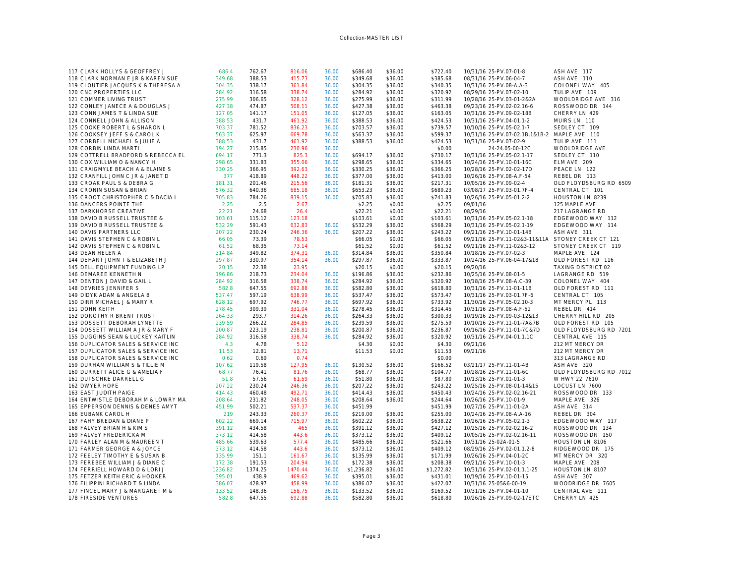Collection-MASTER LIST

| # | Name | Col1 | Col2 | Col3 | Col4 | Col5 | Col6 | Col7 | Date / Ref | Address |
|---|---|---|---|---|---|---|---|---|---|---|
| 117 | CLARK HOLLYS & GEOFFREY J | 686.4 | 762.67 | 816.06 | 36.00 | $686.40 | $36.00 | $722.40 | 10/31/16 25-PV.07-01-8 | ASH AVE 117 |
| 118 | CLARK NORMAN E JR & KAREN SUE | 349.68 | 388.53 | 415.73 | 36.00 | $349.68 | $36.00 | $385.68 | 08/31/16 25-PV.06-04-7 | ASH AVE 110 |
| 119 | CLOUTIER JACQUES K & THERESA A | 304.35 | 338.17 | 361.84 | 36.00 | $304.35 | $36.00 | $340.35 | 10/31/16 25-PV.08-A.A-3 | COLONEL WAY 405 |
| 120 | CNC PROPERTIES LLC | 284.92 | 316.58 | 338.74 | 36.00 | $284.92 | $36.00 | $320.92 | 08/29/16 25-PV.07-02-10 | TULIP AVE 109 |
| 121 | COMMER LIVING TRUST | 275.99 | 306.65 | 328.12 | 36.00 | $275.99 | $36.00 | $311.99 | 10/28/16 25-PV.03-01-2&2A | WOOLDRIDGE AVE 316 |
| 122 | CONLEY JANECE A & DOUGLAS J | 427.38 | 474.87 | 508.11 | 36.00 | $427.38 | $36.00 | $463.38 | 09/23/16 25-PV.02-02.16-6 | ROSSWOOD DR 144 |
| 123 | CONN JAMES T & LINDA SUE | 127.05 | 141.17 | 151.05 | 36.00 | $127.05 | $36.00 | $163.05 | 10/31/16 25-PV.09-02-18B | CHERRY LN 429 |
| 124 | CONNELL JOHN & ALLISON | 388.53 | 431.7 | 461.92 | 36.00 | $388.53 | $36.00 | $424.53 | 10/31/16 25-PV.04-01.1-2 | MUIRS LN 110 |
| 125 | COOKE ROBERT L & SHARON L | 703.37 | 781.52 | 836.23 | 36.00 | $703.57 | $36.00 | $739.57 | 10/10/16 25-PV.05-02.1-7 | SEDLEY CT 109 |
| 126 | COOKSEY JEFF S & CAROL K | 563.37 | 625.97 | 669.78 | 36.00 | $563.37 | $36.00 | $599.37 | 10/31/16 25-PV.07-02.1B.1&1B-2 | MAPLE AVE 110 |
| 127 | CORBELL MICHAEL & JULIE A | 388.53 | 431.7 | 461.92 | 36.00 | $388.53 | $36.00 | $424.53 | 10/31/16 25-PV.07-02-9 | TULIP AVE 111 |
| 128 | CORBIN LINDA MARTI | 194.27 | 215.85 | 230.96 | 36.00 | | | $0.00 | 24-24.05-00-12C | WOOLDRIDGE AVE |
| 129 | COTTRELL BRADFORD & REBECCA EL | 694.17 | 771.3 | 825.3 | 36.00 | $694.17 | $36.00 | $730.17 | 10/31/16 25-PV.05-02.1-17 | SEDLEY CT 110 |
| 130 | COX WILLIAM O & NANCY H | 298.65 | 331.83 | 355.06 | 36.00 | $298.65 | $36.00 | $334.65 | 10/24/16 25-PV.10-01-16C | ELM AVE 209 |
| 131 | CRAIGMYLE BEACH A & ELAINE S | 330.25 | 366.95 | 392.63 | 36.00 | $330.25 | $36.00 | $366.25 | 10/28/16 25-PV.02-02-17D | PEACE LN 122 |
| 132 | CRANFILL JOHN C JR & JANET D | 377 | 418.89 | 448.22 | 36.00 | $377.00 | $36.00 | $413.00 | 10/26/16 25-PV.08-A.F-54 | REBEL DR 113 |
| 133 | CROAK PAUL S & DEBRA G | 181.31 | 201.46 | 215.56 | 36.00 | $181.31 | $36.00 | $217.31 | 10/05/16 25-PV.09-02-4 | OLD FLOYDSBURG RD 6509 |
| 134 | CRONIN SUSAN & BRIAN | 576.32 | 640.36 | 685.18 | 36.00 | $653.23 | $36.00 | $689.23 | 03/08/17 25-PV.03-01.7F-4 | CENTRAL CT 101 |
| 135 | CROOT CHRISTOPHER C & DACIA L | 705.83 | 784.26 | 839.15 | 36.00 | $705.83 | $36.00 | $741.83 | 10/26/16 25-PV.05-01.2-2 | HOUSTON LN 8239 |
| 136 | DANCERS POINTE THE | 2.25 | 2.5 | 2.67 | | $2.25 | $0.00 | $2.25 | 09/01/16 | 125 MAPLE AVE |
| 137 | DARKHORSE CREATIVE | 22.21 | 24.68 | 26.4 | | $22.21 | $0.00 | $22.21 | 08/29/16 | 217 LAGRANGE RD |
| 138 | DAVID B RUSSELL TRUSTEE & | 103.61 | 115.12 | 123.18 | | $103.61 | $0.00 | $103.61 | 10/31/16 25-PV.05-02.1-18 | EDGEWOOD WAY 112 |
| 139 | DAVID B RUSSELL TRUSTEE & | 532.29 | 591.43 | 632.83 | 36.00 | $532.29 | $36.00 | $568.29 | 10/31/16 25-PV.05-02.1-19 | EDGEWOOD WAY 114 |
| 140 | DAVIS PARTNERS LLC | 207.22 | 230.24 | 246.36 | 36.00 | $207.22 | $36.00 | $243.22 | 09/21/16 25-PV.10-01-14B | ASH AVE 311 |
| 141 | DAVIS STEPHEN C & ROBIN L | 66.05 | 73.39 | 78.53 | | $66.05 | $0.00 | $66.05 | 09/21/16 25-PV.11-02&3-11&11A | STONEY CREEK CT 121 |
| 142 | DAVIS STEPHEN C & ROBIN L | 61.52 | 68.35 | 73.14 | | $61.52 | $0.00 | $61.52 | 09/21/16 25-PV.11-02&3-12 | STONEY CREEK CT 119 |
| 143 | DEAN HELEN A | 314.84 | 349.82 | 374.31 | 36.00 | $314.84 | $36.00 | $350.84 | 10/18/16 25-PV.07-02-3 | MAPLE AVE 124 |
| 144 | DEHART JOHN T & ELIZABETH J | 297.87 | 330.97 | 354.14 | 36.00 | $297.87 | $36.00 | $333.87 | 10/24/16 25-PV.06-04-17&18 | OLD FOREST RD 116 |
| 145 | DELL EQUIPMENT FUNDING LP | 20.15 | 22.38 | 23.95 | | $20.15 | $0.00 | $20.15 | 09/20/16 | TAXING DISTRICT 02 |
| 146 | DEMAREE KENNETH N | 196.86 | 218.73 | 234.04 | 36.00 | $196.86 | $36.00 | $232.86 | 10/25/16 25-PV.08-01-5 | LAGRANGE RD 519 |
| 147 | DENTON J DAVID & GAIL L | 284.92 | 316.58 | 338.74 | 36.00 | $284.92 | $36.00 | $320.92 | 10/18/16 25-PV.08-A.C-39 | COLONEL WAY 404 |
| 148 | DEVRIES JENNIFER S | 582.8 | 647.55 | 692.88 | 36.00 | $582.80 | $36.00 | $618.80 | 10/31/16 25-PV.11-01-11B | OLD FOREST RD 111 |
| 149 | DIDYK ADAM & ANGELA B | 537.47 | 597.19 | 638.99 | 36.00 | $537.47 | $36.00 | $573.47 | 10/31/16 25-PV.03-01.7F-6 | CENTRAL CT 105 |
| 150 | DIRR MICHAEL J & MARY R | 628.12 | 697.92 | 746.77 | 36.00 | $697.92 | $36.00 | $733.92 | 11/30/16 25-PV.05-02.10-3 | MT MERCY PL 113 |
| 151 | DOHN KEITH | 278.45 | 309.39 | 331.04 | 36.00 | $278.45 | $36.00 | $314.45 | 10/31/16 25-PV.08-A.F-52 | REBEL DR 414 |
| 152 | DOROTHY R BRENT TRUST | 264.33 | 293.7 | 314.26 | 36.00 | $264.33 | $36.00 | $300.33 | 10/19/16 25-PV.09-03-12&13 | CHERRY HILL RD 205 |
| 153 | DOSSETT DEBORAH LYNETTE | 239.59 | 266.22 | 284.85 | 36.00 | $239.59 | $36.00 | $275.59 | 10/10/16 25-PV.11-01-7A&7B | OLD FOREST RD 105 |
| 154 | DOSSETT WILLIAM A JR & MARY F | 200.87 | 223.19 | 238.81 | 36.00 | $200.87 | $36.00 | $236.87 | 09/16/16 25-PV.11-01-7C&7D | OLD FLOYDSBURG RD 7201 |
| 155 | DUGGINS SEAN & LUCKEY KAITLIN | 284.92 | 316.58 | 338.74 | 36.00 | $284.92 | $36.00 | $320.92 | 10/31/16 25-PV.04-01.1.1C | CENTRAL AVE 115 |
| 156 | DUPLICATOR SALES & SERVICE INC | 4.3 | 4.78 | 5.12 | | $4.30 | $0.00 | $4.30 | 09/21/16 | 212 MT MERCY DR |
| 157 | DUPLICATOR SALES & SERVICE INC | 11.53 | 12.81 | 13.71 | | $11.53 | $0.00 | $11.53 | 09/21/16 | 212 MT MERCY DR |
| 158 | DUPLICATOR SALES & SERVICE INC | 0.62 | 0.69 | 0.74 | | | | $0.00 | | 313 LAGRANGE RD |
| 159 | DURHAM WILLIAM S & TILLIE M | 107.62 | 119.58 | 127.95 | 36.00 | $130.52 | $36.00 | $166.52 | 03/21/17 25-PV.11-01-4B | ASH AVE 320 |
| 160 | DURRETT ALICE G & AMELIA F | 68.77 | 76.41 | 81.76 | 36.00 | $68.77 | $36.00 | $104.77 | 10/28/16 25-PV.11-01-6C | OLD FLOYDSBURG RD 7012 |
| 161 | DUTSCHKE DARRELL G | 51.8 | 57.56 | 61.59 | 36.00 | $51.80 | $36.00 | $87.80 | 10/13/16 25-PV.01-01-3 | W HWY 22 7610 |
| 162 | DWYER HOPE | 207.22 | 230.24 | 246.36 | 36.00 | $207.22 | $36.00 | $243.22 | 10/25/16 25-PV.08-01-14&15 | LOCUST LN 7600 |
| 163 | EAST JUDITH PAIGE | 414.43 | 460.48 | 492.71 | 36.00 | $414.43 | $36.00 | $450.43 | 10/24/16 25-PV.02-02.16-21 | ROSSWOOD DR 133 |
| 164 | ENTWISTLE DEBORAH M & LOWRY MA | 208.64 | 231.82 | 248.05 | 36.00 | $208.64 | $36.00 | $244.64 | 10/26/16 25-PV.10-01-9 | MAPLE AVE 326 |
| 165 | EPPERSON DENNIS & DENES AMYT | 451.99 | 502.21 | 537.37 | 36.00 | $451.99 | | $451.99 | 10/27/16 25-PV.11-01-2A | ASH AVE 314 |
| 166 | EUBANK CAROL H | 219 | 243.33 | 260.37 | 36.00 | $219.00 | $36.00 | $255.00 | 10/24/16 25-PV.08-A.A-16 | REBEL DR 304 |
| 167 | FAHY BREDAN & DIANE P | 602.22 | 669.14 | 715.97 | 36.00 | $602.22 | $36.00 | $638.22 | 10/26/16 25-PV.05-02.1-3 | EDGEWOOD WAY 117 |
| 168 | FALVEY BRIAN H & KIM S | 391.12 | 434.58 | 465 | 36.00 | $391.12 | $36.00 | $427.12 | 10/25/16 25-PV.02-02.16-2 | ROSSWOOD DR 134 |
| 169 | FALVEY FREDERICKA M | 373.12 | 414.58 | 443.6 | 36.00 | $373.12 | $36.00 | $409.12 | 10/05/16 25-PV.02-02.16-11 | ROSSWOOD DR 150 |
| 170 | FARLEY ALAN M & MAUREEN T | 485.66 | 539.63 | 577.4 | 36.00 | $485.66 | $36.00 | $521.66 | 10/31/16 25-02A-01-5 | HOUSTON LN 8106 |
| 171 | FARMER GEORGE A & JOYCE | 373.12 | 414.58 | 443.6 | 36.00 | $373.12 | $36.00 | $409.12 | 08/29/16 25-PV.02-01.1.2-8 | RIDGEWOOD DR 175 |
| 172 | FEELEY TIMOTHY E & SUSAN B | 135.99 | 151.1 | 161.67 | 36.00 | $135.99 | $36.00 | $171.99 | 10/26/16 25-PV.04-01-2C | MT MERCY DR 320 |
| 173 | FEREBEE WILLIAM J & DIANE C | 172.38 | 191.53 | 204.94 | 36.00 | $172.38 | $36.00 | $208.38 | 09/21/16 25-PV.10-01-3 | MAPLE AVE 208 |
| 174 | FERRIELL HOWARD D & LORI J | 1236.82 | 1374.25 | 1470.44 | 36.00 | $1,236.82 | $36.00 | $1,272.82 | 10/31/16 25-PV.02-01.1.1-25 | HOUSTON LN 8107 |
| 175 | FETZER KEITH ERIC & HOOKER | 395.01 | 438.9 | 469.62 | 36.00 | $395.01 | $36.00 | $431.01 | 10/19/16 25-PV.10-01-15 | ASH AVE 307 |
| 176 | FILIPPINI RICHARD T & LINDA | 386.07 | 428.97 | 458.99 | 36.00 | $386.07 | $36.00 | $422.07 | 10/31/16 25-05&6-00-19 | WOODRIDGE DR 7605 |
| 177 | FINCEL MARY J & MARGARET M & | 133.52 | 148.36 | 158.75 | 36.00 | $133.52 | $36.00 | $169.52 | 10/31/16 25-PV.04-01-10 | CENTRAL AVE 111 |
| 178 | FIRESIDE VENTURES | 582.8 | 647.55 | 692.88 | 36.00 | $582.80 | $36.00 | $618.80 | 10/26/16 25-PV.09-02-17ETC | CHERRY LN 425 |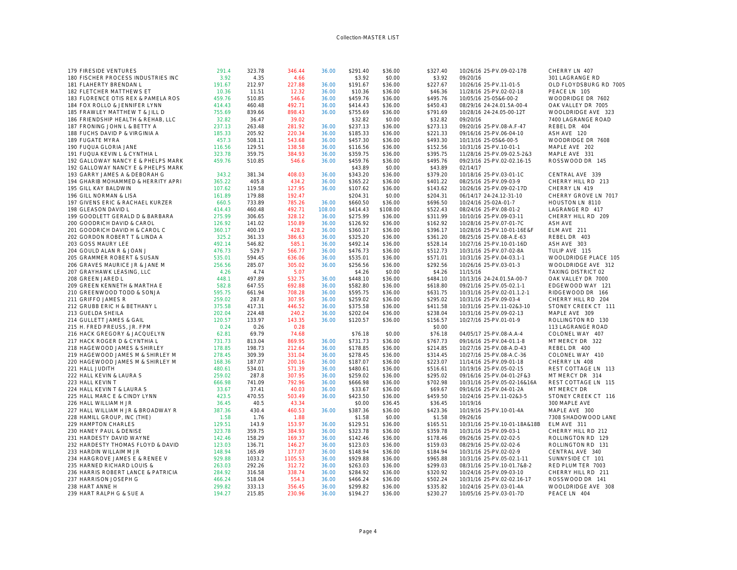Collection-MASTER LIST

| # | Name | | | | | | | | Date/Parcel | Address |
|---|---|---|---|---|---|---|---|---|---|---|
| 179 | FIRESIDE VENTURES | 291.4 | 323.78 | 346.44 | 36.00 | $291.40 | $36.00 | $327.40 | 10/26/16 25-PV.09-02-17B | CHERRY LN 407 |
| 180 | FISCHER PROCESS INDUSTRIES INC | 3.92 | 4.35 | 4.66 | | $3.92 | $0.00 | $3.92 | 09/20/16 | 301 LAGRANGE RD |
| 181 | FLAHERTY BRENDAN L | 191.67 | 212.97 | 227.88 | 36.00 | $191.67 | $36.00 | $227.67 | 10/26/16 25-PV.11-01-5 | OLD FLOYDSBURG RD 7005 |
| 182 | FLETCHER MATTHEWS ET | 10.36 | 11.51 | 12.32 | 36.00 | $10.36 | $36.00 | $46.36 | 11/28/16 25-PV.02-02-18 | PEACE LN 105 |
| 183 | FLORENCE OTIS REX & PAMELA ROS | 459.76 | 510.85 | 546.6 | 36.00 | $459.76 | $36.00 | $495.76 | 10/05/16 25-05&6-00-2 | WOODRIDGE DR 7602 |
| 184 | FOX ROLLO & JENNIFER LYNN | 414.43 | 460.48 | 492.71 | 36.00 | $414.43 | $36.00 | $450.43 | 08/29/16 24-24.01.5A-00-4 | OAK VALLEY DR 7005 |
| 185 | FRAWLEY MATTHEW T & JILL D | 755.69 | 839.66 | 898.43 | 36.00 | $755.69 | $36.00 | $791.69 | 10/28/16 24-24.05-00-12T | WOOLDRIDGE AVE 323 |
| 186 | FRIENDSHIP HEALTH & REHAB, LLC | 32.82 | 36.47 | 39.02 | | $32.82 | $0.00 | $32.82 | 09/20/16 | 7400 LAGRANGE ROAD |
| 187 | FRONING JOHN L & BETTY A | 237.13 | 263.48 | 281.92 | 36.00 | $237.13 | $36.00 | $273.13 | 09/20/16 25-PV.08-A.F-47 | REBEL DR 404 |
| 188 | FUCHS DAVID P & VIRGINIA A | 185.33 | 205.92 | 220.34 | 36.00 | $185.33 | $36.00 | $221.33 | 09/16/16 25-PV.06-04-10 | ASH AVE 120 |
| 189 | FUGATE MYRA | 457.3 | 508.11 | 543.68 | 36.00 | $457.30 | $36.00 | $493.30 | 10/13/16 25-05&6-00-5 | WOODRIDGE DR 7608 |
| 190 | FUQUA GLORIA JANE | 116.56 | 129.51 | 138.58 | 36.00 | $116.56 | $36.00 | $152.56 | 10/31/16 25-PV.10-01-1 | MAPLE AVE 202 |
| 191 | FUQUA KEVIN L & CYNTHIA L | 323.78 | 359.75 | 384.93 | 36.00 | $359.75 | $36.00 | $395.75 | 11/28/16 25-PV.09-02.5-2&3 | MAPLE AVE 331 |
| 192 | GALLOWAY NANCY E & PHELPS MARK | 459.76 | 510.85 | 546.6 | 36.00 | $459.76 | $36.00 | $495.76 | 09/23/16 25-PV.02-02.16-15 | ROSSWOOD DR 145 |
| 192 | GALLOWAY NANCY E & PHELPS MARK | | | | | $43.89 | $0.00 | $43.89 | 02/14/17 | |
| 193 | GARRY JAMES A & DEBORAH G | 343.2 | 381.34 | 408.03 | 36.00 | $343.20 | $36.00 | $379.20 | 10/18/16 25-PV.03-01-1C | CENTRAL AVE 339 |
| 194 | GHARIB MOHAMMED & HERRITY APRI | 365.22 | 405.8 | 434.2 | 36.00 | $365.22 | $36.00 | $401.22 | 08/25/16 25-PV.09-03-9 | CHERRY HILL RD 213 |
| 195 | GILL KAY BALDWIN | 107.62 | 119.58 | 127.95 | 36.00 | $107.62 | $36.00 | $143.62 | 10/26/16 25-PV.09-02-17D | CHERRY LN 419 |
| 196 | GILL NORMAN & LISA | 161.89 | 179.88 | 192.47 | | $204.31 | $0.00 | $204.31 | 06/14/17 24-24.12-31-10 | CHERRY GROVE LN 7017 |
| 197 | GIVENS ERIC & RACHAEL KURZER | 660.5 | 733.89 | 785.26 | 36.00 | $660.50 | $36.00 | $696.50 | 10/24/16 25-02A-01-7 | HOUSTON LN 8110 |
| 198 | GLEASON DAVID L | 414.43 | 460.48 | 492.71 | 108.00 | $414.43 | $108.00 | $522.43 | 08/24/16 25-PV.08-01-2 | LAGRANGE RD 417 |
| 199 | GOODLETT GERALD D & BARBARA | 275.99 | 306.65 | 328.12 | 36.00 | $275.99 | $36.00 | $311.99 | 10/10/16 25-PV.09-03-11 | CHERRY HILL RD 209 |
| 200 | GOODRICH DAVID & CAROL | 126.92 | 141.02 | 150.89 | 36.00 | $126.92 | $36.00 | $162.92 | 10/28/16 25-PV.07-01-7C | ASH AVE |
| 201 | GOODRICH DAVID H & CAROL C | 360.17 | 400.19 | 428.2 | 36.00 | $360.17 | $36.00 | $396.17 | 10/28/16 25-PV.10-01-16E&F | ELM AVE 211 |
| 202 | GORDON ROBERT T & LINDA A | 325.2 | 361.33 | 386.63 | 36.00 | $325.20 | $36.00 | $361.20 | 08/25/16 25-PV.08-A.E-63 | REBEL DR 403 |
| 203 | GOSS MAURY LEE | 492.14 | 546.82 | 585.1 | 36.00 | $492.14 | $36.00 | $528.14 | 10/27/16 25-PV.10-01-16D | ASH AVE 303 |
| 204 | GOULD ALAN R & JOAN J | 476.73 | 529.7 | 566.77 | 36.00 | $476.73 | $36.00 | $512.73 | 10/31/16 25-PV.07-02-8A | TULIP AVE 115 |
| 205 | GRAMMER ROBERT & SUSAN | 535.01 | 594.45 | 636.06 | 36.00 | $535.01 | $36.00 | $571.01 | 10/31/16 25-PV.04-03.1-1 | WOOLDRIDGE PLACE 105 |
| 206 | GRAVES MAURICE JR & JANE M | 256.56 | 285.07 | 305.02 | 36.00 | $256.56 | $36.00 | $292.56 | 10/26/16 25-PV.03-01-3 | WOOLDRIDGE AVE 312 |
| 207 | GRAYHAWK LEASING, LLC | 4.26 | 4.74 | 5.07 | | $4.26 | $0.00 | $4.26 | 11/15/16 | TAXING DISTRICT 02 |
| 208 | GREEN JARED L | 448.1 | 497.89 | 532.75 | 36.00 | $448.10 | $36.00 | $484.10 | 10/13/16 24-24.01.5A-00-7 | OAK VALLEY DR 7000 |
| 209 | GREEN KENNETH & MARTHA E | 582.8 | 647.55 | 692.88 | 36.00 | $582.80 | $36.00 | $618.80 | 09/21/16 25-PV.05-02.1-1 | EDGEWOOD WAY 121 |
| 210 | GREENWOOD TODD & SONJA | 595.75 | 661.94 | 708.28 | 36.00 | $595.75 | $36.00 | $631.75 | 10/31/16 25-PV.02-01.1.2-1 | RIDGEWOOD DR 166 |
| 211 | GRIFFO JAMES R | 259.02 | 287.8 | 307.95 | 36.00 | $259.02 | $36.00 | $295.02 | 10/31/16 25-PV.09-03-4 | CHERRY HILL RD 204 |
| 212 | GRUBB ERIC H & BETHANY L | 375.58 | 417.31 | 446.52 | 36.00 | $375.58 | $36.00 | $411.58 | 10/31/16 25-PV.11-02&3-10 | STONEY CREEK CT 111 |
| 213 | GUELDA SHEILA | 202.04 | 224.48 | 240.2 | 36.00 | $202.04 | $36.00 | $238.04 | 10/31/16 25-PV.09-02-13 | MAPLE AVE 309 |
| 214 | GULLETT JAMES & GAIL | 120.57 | 133.97 | 143.35 | 36.00 | $120.57 | $36.00 | $156.57 | 10/27/16 25-PV.01-01-9 | ROLLINGTON RD 130 |
| 215 | H. FRED PREUSS, JR. FPM | 0.24 | 0.26 | 0.28 | | | | $0.00 | | 113 LAGRANGE ROAD |
| 216 | HACK GREGORY & JACQUELYN | 62.81 | 69.79 | 74.68 | | $76.18 | $0.00 | $76.18 | 04/05/17 25-PV.08-A.A-4 | COLONEL WAY 407 |
| 217 | HACK ROGER D & CYNTHIA L | 731.73 | 813.04 | 869.95 | 36.00 | $731.73 | $36.00 | $767.73 | 09/16/16 25-PV.04-01.1-8 | MT MERCY DR 322 |
| 218 | HAGEWOOD JAMES & SHIRLEY | 178.85 | 198.73 | 212.64 | 36.00 | $178.85 | $36.00 | $214.85 | 10/27/16 25-PV.08-A.D-43 | REBEL DR 400 |
| 219 | HAGEWOOD JAMES M & SHIRLEY M | 278.45 | 309.39 | 331.04 | 36.00 | $278.45 | $36.00 | $314.45 | 10/27/16 25-PV.08-A.C-36 | COLONEL WAY 410 |
| 220 | HAGEWOOD JAMES M & SHIRLEY M | 168.36 | 187.07 | 200.16 | 36.00 | $187.07 | $36.00 | $223.07 | 11/14/16 25-PV.09-01-18 | CHERRY LN 408 |
| 221 | HALL JUDITH | 480.61 | 534.01 | 571.39 | 36.00 | $480.61 | $36.00 | $516.61 | 10/19/16 25-PV.05-02-15 | REST COTTAGE LN 113 |
| 222 | HALL KEVIN & LAURA S | 259.02 | 287.8 | 307.95 | 36.00 | $259.02 | $36.00 | $295.02 | 09/16/16 25-PV.04-01-2F&3 | MT MERCY DR 314 |
| 223 | HALL KEVIN T | 666.98 | 741.09 | 792.96 | 36.00 | $666.98 | $36.00 | $702.98 | 10/31/16 25-PV.05-02-16&16A | REST COTTAGE LN 115 |
| 224 | HALL KEVIN T & LAURA S | 33.67 | 37.41 | 40.03 | 36.00 | $33.67 | $36.00 | $69.67 | 09/16/16 25-PV.04-01-2A | MT MERCY DR |
| 225 | HALL MARC E & CINDY LYNN | 423.5 | 470.55 | 503.49 | 36.00 | $423.50 | $36.00 | $459.50 | 10/24/16 25-PV.11-02&3-5 | STONEY CREEK CT 116 |
| 226 | HALL WILLIAM H JR | 36.45 | 40.5 | 43.34 | | $0.00 | $36.45 | $36.45 | 10/19/16 | 300 MAPLE AVE |
| 227 | HALL WILLIAM H JR & BROADWAY R | 387.36 | 430.4 | 460.53 | 36.00 | $387.36 | $36.00 | $423.36 | 10/19/16 25-PV.10-01-4A | MAPLE AVE 300 |
| 228 | HAMILL GROUP, INC (THE) | 1.58 | 1.76 | 1.88 | | $1.58 | $0.00 | $1.58 | 09/26/16 | 7308 SHADOWOOD LANE |
| 229 | HAMPTON CHARLES | 129.51 | 143.9 | 153.97 | 36.00 | $129.51 | $36.00 | $165.51 | 10/31/16 25-PV.10-01-18A&18B | ELM AVE 311 |
| 230 | HANEY PAUL & DENISE | 323.78 | 359.75 | 384.93 | 36.00 | $323.78 | $36.00 | $359.78 | 10/31/16 25-PV.09-03-1 | CHERRY HILL RD 212 |
| 231 | HARDESTY DAVID WAYNE | 142.46 | 158.29 | 169.37 | 36.00 | $142.46 | $36.00 | $178.46 | 09/26/16 25-PV.02-02-5 | ROLLINGTON RD 129 |
| 232 | HARDESTY THOMAS FLOYD & DAVID | 123.03 | 136.71 | 146.27 | 36.00 | $123.03 | $36.00 | $159.03 | 08/29/16 25-PV.02-02-6 | ROLLINGTON RD 131 |
| 233 | HARDIN WILLAIM M JR | 148.94 | 165.49 | 177.07 | 36.00 | $148.94 | $36.00 | $184.94 | 10/31/16 25-PV.02-02-9 | CENTRAL AVE 340 |
| 234 | HARGROVE JAMES E & RENEE V | 929.88 | 1033.2 | 1105.53 | 36.00 | $929.88 | $36.00 | $965.88 | 10/31/16 25-PV.05-02.1-11 | SUNNYSIDE CT 101 |
| 235 | HARNED RICHARD LOUIS & | 263.03 | 292.26 | 312.72 | 36.00 | $263.03 | $36.00 | $299.03 | 08/31/16 25-PV.10-01.7&8-2 | RED PLUM TER 7003 |
| 236 | HARRIS ROBERT LANCE & PATRICIA | 284.92 | 316.58 | 338.74 | 36.00 | $284.92 | $36.00 | $320.92 | 10/24/16 25-PV.09-03-10 | CHERRY HILL RD 211 |
| 237 | HARRISON JOSEPH G | 466.24 | 518.04 | 554.3 | 36.00 | $466.24 | $36.00 | $502.24 | 10/31/16 25-PV.02-02.16-17 | ROSSWOOD DR 141 |
| 238 | HART ANNE H | 299.82 | 333.13 | 356.45 | 36.00 | $299.82 | $36.00 | $335.82 | 10/24/16 25-PV.03-01-4A | WOOLDRIDGE AVE 308 |
| 239 | HART RALPH G & SUE A | 194.27 | 215.85 | 230.96 | 36.00 | $194.27 | $36.00 | $230.27 | 10/05/16 25-PV.03-01-7D | PEACE LN 404 |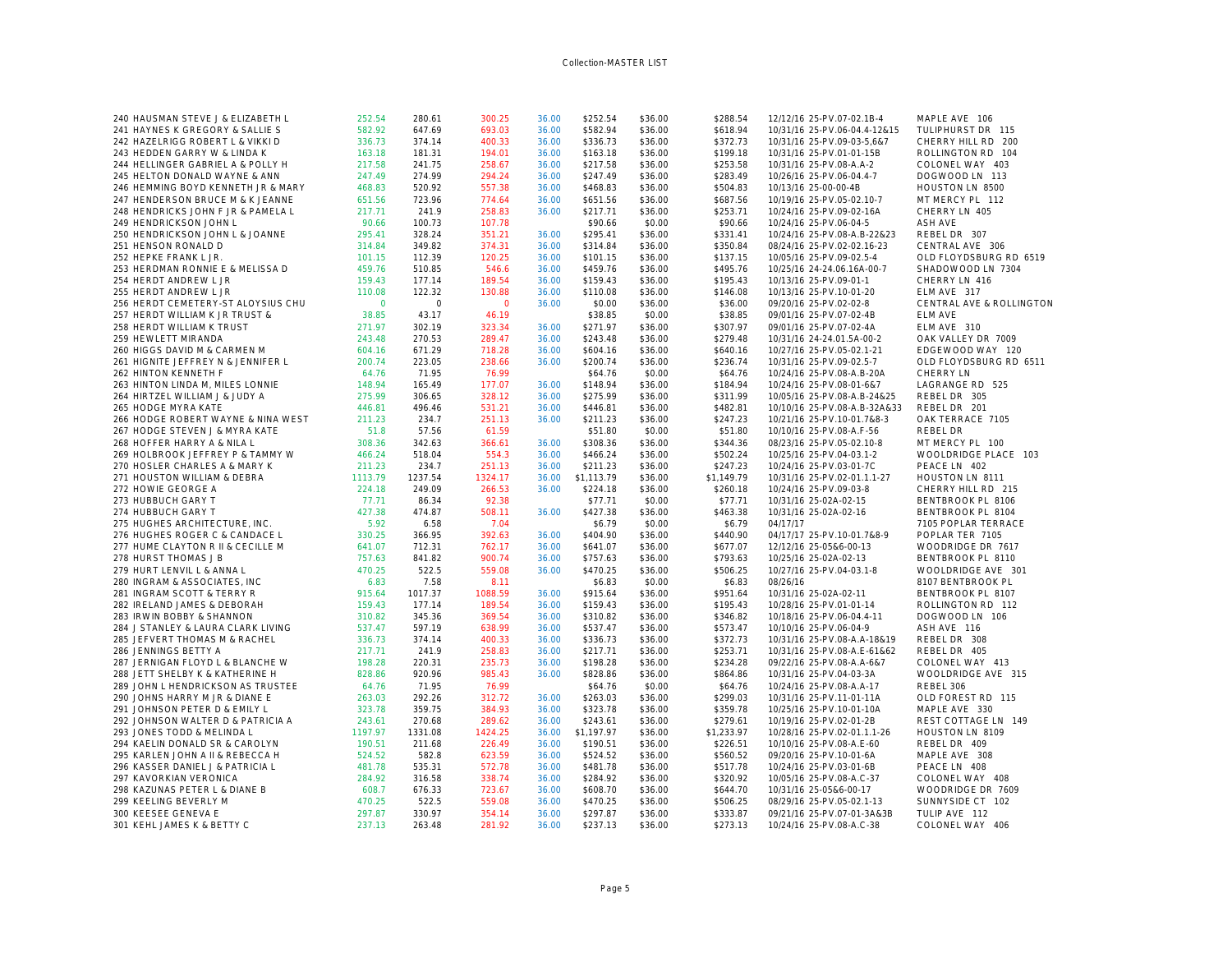Collection-MASTER LIST

| # | Name | | | | | | | | | Date / Parcel | Address |
|---|---|---|---|---|---|---|---|---|---|---|---|
| 240 | HAUSMAN STEVE J & ELIZABETH L | 252.54 | 280.61 | 300.25 | 36.00 | $252.54 | $36.00 | $288.54 | | 12/12/16 25-PV.07-02.1B-4 | MAPLE AVE 106 |
| 241 | HAYNES K GREGORY & SALLIE S | 582.92 | 647.69 | 693.03 | 36.00 | $582.94 | $36.00 | $618.94 | | 10/31/16 25-PV.06-04.4-12&15 | TULIPHURST DR 115 |
| 242 | HAZELRIGG ROBERT L & VIKKI D | 336.73 | 374.14 | 400.33 | 36.00 | $336.73 | $36.00 | $372.73 | | 10/31/16 25-PV.09-03-5,6&7 | CHERRY HILL RD 200 |
| 243 | HEDDEN GARRY W & LINDA K | 163.18 | 181.31 | 194.01 | 36.00 | $163.18 | $36.00 | $199.18 | | 10/31/16 25-PV.01-01-15B | ROLLINGTON RD 104 |
| 244 | HELLINGER GABRIEL A & POLLY H | 217.58 | 241.75 | 258.67 | 36.00 | $217.58 | $36.00 | $253.58 | | 10/31/16 25-PV.08-A.A-2 | COLONEL WAY 403 |
| 245 | HELTON DONALD WAYNE & ANN | 247.49 | 274.99 | 294.24 | 36.00 | $247.49 | $36.00 | $283.49 | | 10/26/16 25-PV.06-04.4-7 | DOGWOOD LN 113 |
| 246 | HEMMING BOYD KENNETH JR & MARY | 468.83 | 520.92 | 557.38 | 36.00 | $468.83 | $36.00 | $504.83 | | 10/13/16 25-00-00-4B | HOUSTON LN 8500 |
| 247 | HENDERSON BRUCE M & K JEANNE | 651.56 | 723.96 | 774.64 | 36.00 | $651.56 | $36.00 | $687.56 | | 10/19/16 25-PV.05-02.10-7 | MT MERCY PL 112 |
| 248 | HENDRICKS JOHN F JR & PAMELA L | 217.71 | 241.9 | 258.83 | 36.00 | $217.71 | $36.00 | $253.71 | | 10/24/16 25-PV.09-02-16A | CHERRY LN 405 |
| 249 | HENDRICKSON JOHN L | 90.66 | 100.73 | 107.78 | | $90.66 | $0.00 | $90.66 | | 10/24/16 25-PV.06-04-5 | ASH AVE |
| 250 | HENDRICKSON JOHN L & JOANNE | 295.41 | 328.24 | 351.21 | 36.00 | $295.41 | $36.00 | $331.41 | | 10/24/16 25-PV.08-A.B-22&23 | REBEL DR 307 |
| 251 | HENSON RONALD D | 314.84 | 349.82 | 374.31 | 36.00 | $314.84 | $36.00 | $350.84 | | 08/24/16 25-PV.02-02.16-23 | CENTRAL AVE 306 |
| 252 | HEPKE FRANK L JR. | 101.15 | 112.39 | 120.25 | 36.00 | $101.15 | $36.00 | $137.15 | | 10/05/16 25-PV.09-02.5-4 | OLD FLOYDSBURG RD 6519 |
| 253 | HERDMAN RONNIE E & MELISSA D | 459.76 | 510.85 | 546.6 | 36.00 | $459.76 | $36.00 | $495.76 | | 10/25/16 24-24.06.16A-00-7 | SHADOWOOD LN 7304 |
| 254 | HERDT ANDREW L JR | 159.43 | 177.14 | 189.54 | 36.00 | $159.43 | $36.00 | $195.43 | | 10/13/16 25-PV.09-01-1 | CHERRY LN 416 |
| 255 | HERDT ANDREW L JR | 110.08 | 122.32 | 130.88 | 36.00 | $110.08 | $36.00 | $146.08 | | 10/13/16 25-PV.10-01-20 | ELM AVE 317 |
| 256 | HERDT CEMETERY-ST ALOYSIUS CHU | 0 | 0 | 0 | 36.00 | $0.00 | $36.00 | $36.00 | | 09/20/16 25-PV.02-02-8 | CENTRAL AVE & ROLLINGTON |
| 257 | HERDT WILLIAM K JR TRUST & | 38.85 | 43.17 | 46.19 | | $38.85 | $0.00 | $38.85 | | 09/01/16 25-PV.07-02-4B | ELM AVE |
| 258 | HERDT WILLIAM K TRUST | 271.97 | 302.19 | 323.34 | 36.00 | $271.97 | $36.00 | $307.97 | | 09/01/16 25-PV.07-02-4A | ELM AVE 310 |
| 259 | HEWLETT MIRANDA | 243.48 | 270.53 | 289.47 | 36.00 | $243.48 | $36.00 | $279.48 | | 10/31/16 24-24.01.5A-00-2 | OAK VALLEY DR 7009 |
| 260 | HIGGS DAVID M & CARMEN M | 604.16 | 671.29 | 718.28 | 36.00 | $604.16 | $36.00 | $640.16 | | 10/27/16 25-PV.05-02.1-21 | EDGEWOOD WAY 120 |
| 261 | HIGNITE JEFFREY N & JENNIFER L | 200.74 | 223.05 | 238.66 | 36.00 | $200.74 | $36.00 | $236.74 | | 10/31/16 25-PV.09-02.5-7 | OLD FLOYDSBURG RD 6511 |
| 262 | HINTON KENNETH F | 64.76 | 71.95 | 76.99 | | $64.76 | $0.00 | $64.76 | | 10/24/16 25-PV.08-A.B-20A | CHERRY LN |
| 263 | HINTON LINDA M, MILES LONNIE | 148.94 | 165.49 | 177.07 | 36.00 | $148.94 | $36.00 | $184.94 | | 10/24/16 25-PV.08-01-6&7 | LAGRANGE RD 525 |
| 264 | HIRTZEL WILLIAM J & JUDY A | 275.99 | 306.65 | 328.12 | 36.00 | $275.99 | $36.00 | $311.99 | | 10/05/16 25-PV.08-A.B-24&25 | REBEL DR 305 |
| 265 | HODGE MYRA KATE | 446.81 | 496.46 | 531.21 | 36.00 | $446.81 | $36.00 | $482.81 | | 10/10/16 25-PV.08-A.B-32A&33 | REBEL DR 201 |
| 266 | HODGE ROBERT WAYNE & NINA WEST | 211.23 | 234.7 | 251.13 | 36.00 | $211.23 | $36.00 | $247.23 | | 10/21/16 25-PV.10-01.7&8-3 | OAK TERRACE 7105 |
| 267 | HODGE STEVEN J & MYRA KATE | 51.8 | 57.56 | 61.59 | | $51.80 | $0.00 | $51.80 | | 10/10/16 25-PV.08-A.F-56 | REBEL DR |
| 268 | HOFFER HARRY A & NILA L | 308.36 | 342.63 | 366.61 | 36.00 | $308.36 | $36.00 | $344.36 | | 08/23/16 25-PV.05-02.10-8 | MT MERCY PL 100 |
| 269 | HOLBROOK JEFFREY P & TAMMY W | 466.24 | 518.04 | 554.3 | 36.00 | $466.24 | $36.00 | $502.24 | | 10/25/16 25-PV.04-03.1-2 | WOOLDRIDGE PLACE 103 |
| 270 | HOSLER CHARLES A & MARY K | 211.23 | 234.7 | 251.13 | 36.00 | $211.23 | $36.00 | $247.23 | | 10/24/16 25-PV.03-01-7C | PEACE LN 402 |
| 271 | HOUSTON WILLIAM & DEBRA | 1113.79 | 1237.54 | 1324.17 | 36.00 | $1,113.79 | $36.00 | $1,149.79 | | 10/31/16 25-PV.02-01.1.1-27 | HOUSTON LN 8111 |
| 272 | HOWIE GEORGE A | 224.18 | 249.09 | 266.53 | 36.00 | $224.18 | $36.00 | $260.18 | | 10/24/16 25-PV.09-03-8 | CHERRY HILL RD 215 |
| 273 | HUBBUCH GARY T | 77.71 | 86.34 | 92.38 | | $77.71 | $0.00 | $77.71 | | 10/31/16 25-02A-02-15 | BENTBROOK PL 8106 |
| 274 | HUBBUCH GARY T | 427.38 | 474.87 | 508.11 | 36.00 | $427.38 | $36.00 | $463.38 | | 10/31/16 25-02A-02-16 | BENTBROOK PL 8104 |
| 275 | HUGHES ARCHITECTURE, INC. | 5.92 | 6.58 | 7.04 | | $6.79 | $0.00 | $6.79 | | 04/17/17 | 7105 POPLAR TERRACE |
| 276 | HUGHES ROGER C & CANDACE L | 330.25 | 366.95 | 392.63 | 36.00 | $404.90 | $36.00 | $440.90 | | 04/17/17 25-PV.10-01.7&8-9 | POPLAR TER 7105 |
| 277 | HUME CLAYTON R II & CECILLE M | 641.07 | 712.31 | 762.17 | 36.00 | $641.07 | $36.00 | $677.07 | | 12/12/16 25-05&6-00-13 | WOODRIDGE DR 7617 |
| 278 | HURST THOMAS J B | 757.63 | 841.82 | 900.74 | 36.00 | $757.63 | $36.00 | $793.63 | | 10/25/16 25-02A-02-13 | BENTBROOK PL 8110 |
| 279 | HURT LENVIL L & ANNA L | 470.25 | 522.5 | 559.08 | 36.00 | $470.25 | $36.00 | $506.25 | | 10/27/16 25-PV.04-03.1-8 | WOOLDRIDGE AVE 301 |
| 280 | INGRAM & ASSOCIATES, INC | 6.83 | 7.58 | 8.11 | | $6.83 | $0.00 | $6.83 | | 08/26/16 | 8107 BENTBROOK PL |
| 281 | INGRAM SCOTT & TERRY R | 915.64 | 1017.37 | 1088.59 | 36.00 | $915.64 | $36.00 | $951.64 | | 10/31/16 25-02A-02-11 | BENTBROOK PL 8107 |
| 282 | IRELAND JAMES & DEBORAH | 159.43 | 177.14 | 189.54 | 36.00 | $159.43 | $36.00 | $195.43 | | 10/28/16 25-PV.01-01-14 | ROLLINGTON RD 112 |
| 283 | IRWIN BOBBY & SHANNON | 310.82 | 345.36 | 369.54 | 36.00 | $310.82 | $36.00 | $346.82 | | 10/18/16 25-PV.06-04.4-11 | DOGWOOD LN 106 |
| 284 | J STANLEY & LAURA CLARK LIVING | 537.47 | 597.19 | 638.99 | 36.00 | $537.47 | $36.00 | $573.47 | | 10/10/16 25-PV.06-04-9 | ASH AVE 116 |
| 285 | JEFVERT THOMAS M & RACHEL | 336.73 | 374.14 | 400.33 | 36.00 | $336.73 | $36.00 | $372.73 | | 10/31/16 25-PV.08-A.A-18&19 | REBEL DR 308 |
| 286 | JENNINGS BETTY A | 217.71 | 241.9 | 258.83 | 36.00 | $217.71 | $36.00 | $253.71 | | 10/31/16 25-PV.08-A.E-61&62 | REBEL DR 405 |
| 287 | JERNIGAN FLOYD L & BLANCHE W | 198.28 | 220.31 | 235.73 | 36.00 | $198.28 | $36.00 | $234.28 | | 09/22/16 25-PV.08-A.A-6&7 | COLONEL WAY 413 |
| 288 | JETT SHELBY K & KATHERINE H | 828.86 | 920.96 | 985.43 | 36.00 | $828.86 | $36.00 | $864.86 | | 10/31/16 25-PV.04-03-3A | WOOLDRIDGE AVE 315 |
| 289 | JOHN L HENDRICKSON AS TRUSTEE | 64.76 | 71.95 | 76.99 | | $64.76 | $0.00 | $64.76 | | 10/24/16 25-PV.08-A.A-17 | REBEL 306 |
| 290 | JOHNS HARRY M JR & DIANE E | 263.03 | 292.26 | 312.72 | 36.00 | $263.03 | $36.00 | $299.03 | | 10/31/16 25-PV.11-01-11A | OLD FOREST RD 115 |
| 291 | JOHNSON PETER D & EMILY L | 323.78 | 359.75 | 384.93 | 36.00 | $323.78 | $36.00 | $359.78 | | 10/25/16 25-PV.10-01-10A | MAPLE AVE 330 |
| 292 | JOHNSON WALTER D & PATRICIA A | 243.61 | 270.68 | 289.62 | 36.00 | $243.61 | $36.00 | $279.61 | | 10/19/16 25-PV.02-01-2B | REST COTTAGE LN 149 |
| 293 | JONES TODD & MELINDA L | 1197.97 | 1331.08 | 1424.25 | 36.00 | $1,197.97 | $36.00 | $1,233.97 | | 10/28/16 25-PV.02-01.1.1-26 | HOUSTON LN 8109 |
| 294 | KAELIN DONALD SR & CAROLYN | 190.51 | 211.68 | 226.49 | 36.00 | $190.51 | $36.00 | $226.51 | | 10/10/16 25-PV.08-A.E-60 | REBEL DR 409 |
| 295 | KARLEN JOHN A II & REBECCA H | 524.52 | 582.8 | 623.59 | 36.00 | $524.52 | $36.00 | $560.52 | | 09/20/16 25-PV.10-01-6A | MAPLE AVE 308 |
| 296 | KASSER DANIEL J & PATRICIA L | 481.78 | 535.31 | 572.78 | 36.00 | $481.78 | $36.00 | $517.78 | | 10/24/16 25-PV.03-01-6B | PEACE LN 408 |
| 297 | KAVORKIAN VERONICA | 284.92 | 316.58 | 338.74 | 36.00 | $284.92 | $36.00 | $320.92 | | 10/05/16 25-PV.08-A.C-37 | COLONEL WAY 408 |
| 298 | KAZUNAS PETER L & DIANE B | 608.7 | 676.33 | 723.67 | 36.00 | $608.70 | $36.00 | $644.70 | | 10/31/16 25-05&6-00-17 | WOODRIDGE DR 7609 |
| 299 | KEELING BEVERLY M | 470.25 | 522.5 | 559.08 | 36.00 | $470.25 | $36.00 | $506.25 | | 08/29/16 25-PV.05-02.1-13 | SUNNYSIDE CT 102 |
| 300 | KEESEE GENEVA E | 297.87 | 330.97 | 354.14 | 36.00 | $297.87 | $36.00 | $333.87 | | 09/21/16 25-PV.07-01-3A&3B | TULIP AVE 112 |
| 301 | KEHL JAMES K & BETTY C | 237.13 | 263.48 | 281.92 | 36.00 | $237.13 | $36.00 | $273.13 | | 10/24/16 25-PV.08-A.C-38 | COLONEL WAY 406 |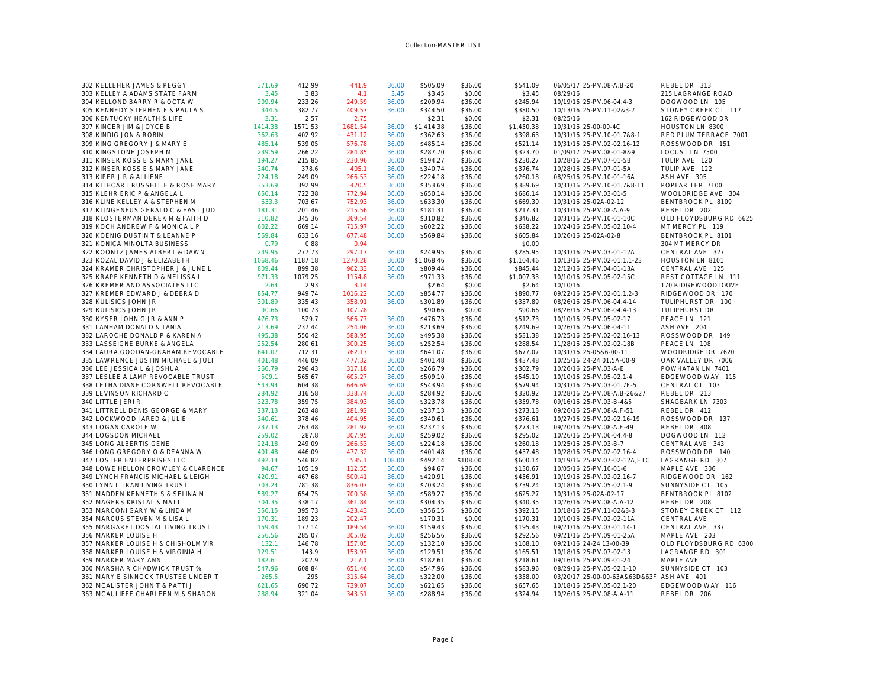| # | Name | | | | | | | | Date / Parcel | Address |
|---|---|---|---|---|---|---|---|---|---|---|
| 302 | KELLEHER JAMES & PEGGY | 371.69 | 412.99 | 441.9 | 36.00 | $505.09 | $36.00 | $541.09 | 06/05/17 25-PV.08-A.B-20 | REBEL DR 313 |
| 303 | KELLEY A ADAMS STATE FARM | 3.45 | 3.83 | 4.1 | 3.45 | $3.45 | $0.00 | $3.45 | 08/29/16 | 215 LAGRANGE ROAD |
| 304 | KELLOND BARRY R & OCTA W | 209.94 | 233.26 | 249.59 | 36.00 | $209.94 | $36.00 | $245.94 | 10/19/16 25-PV.06-04.4-3 | DOGWOOD LN 105 |
| 305 | KENNEDY STEPHEN F & PAULA S | 344.5 | 382.77 | 409.57 | 36.00 | $344.50 | $36.00 | $380.50 | 10/13/16 25-PV.11-02&3-7 | STONEY CREEK CT 117 |
| 306 | KENTUCKY HEALTH & LIFE | 2.31 | 2.57 | 2.75 | | $2.31 | $0.00 | $2.31 | 08/25/16 | 162 RIDGEWOOD DR |
| 307 | KINCER JIM & JOYCE B | 1414.38 | 1571.53 | 1681.54 | 36.00 | $1,414.38 | $36.00 | $1,450.38 | 10/31/16 25-00-00-4C | HOUSTON LN 8300 |
| 308 | KINDIG JON & ROBIN | 362.63 | 402.92 | 431.12 | 36.00 | $362.63 | $36.00 | $398.63 | 10/31/16 25-PV.10-01.7&8-1 | RED PLUM TERRACE 7001 |
| 309 | KING GREGORY J & MARY E | 485.14 | 539.05 | 576.78 | 36.00 | $485.14 | $36.00 | $521.14 | 10/31/16 25-PV.02-02.16-12 | ROSSWOOD DR 151 |
| 310 | KINGSTONE JOSEPH M | 239.59 | 266.22 | 284.85 | 36.00 | $287.70 | $36.00 | $323.70 | 01/09/17 25-PV.08-01-8&9 | LOCUST LN 7500 |
| 311 | KINSER KOSS E & MARY JANE | 194.27 | 215.85 | 230.96 | 36.00 | $194.27 | $36.00 | $230.27 | 10/28/16 25-PV.07-01-5B | TULIP AVE 120 |
| 312 | KINSER KOSS E & MARY JANE | 340.74 | 378.6 | 405.1 | 36.00 | $340.74 | $36.00 | $376.74 | 10/28/16 25-PV.07-01-5A | TULIP AVE 122 |
| 313 | KIPER J R & ALLIENE | 224.18 | 249.09 | 266.53 | 36.00 | $224.18 | $36.00 | $260.18 | 08/25/16 25-PV.10-01-16A | ASH AVE 305 |
| 314 | KITHCART RUSSELL E & ROSE MARY | 353.69 | 392.99 | 420.5 | 36.00 | $353.69 | $36.00 | $389.69 | 10/31/16 25-PV.10-01.7&8-11 | POPLAR TER 7100 |
| 315 | KLEHR ERIC P & ANGELA L | 650.14 | 722.38 | 772.94 | 36.00 | $650.14 | $36.00 | $686.14 | 10/31/16 25-PV.03-01-5 | WOOLDRIDGE AVE 304 |
| 316 | KLINE KELLEY A & STEPHEN M | 633.3 | 703.67 | 752.93 | 36.00 | $633.30 | $36.00 | $669.30 | 10/31/16 25-02A-02-12 | BENTBROOK PL 8109 |
| 317 | KLINGENFUS GERALD C & EAST JUD | 181.31 | 201.46 | 215.56 | 36.00 | $181.31 | $36.00 | $217.31 | 10/31/16 25-PV.08-A.A-9 | REBEL DR 202 |
| 318 | KLOSTERMAN DEREK M & FAITH D | 310.82 | 345.36 | 369.54 | 36.00 | $310.82 | $36.00 | $346.82 | 10/31/16 25-PV.10-01-10C | OLD FLOYDSBURG RD 6625 |
| 319 | KOCH ANDREW F & MONICA L P | 602.22 | 669.14 | 715.97 | 36.00 | $602.22 | $36.00 | $638.22 | 10/24/16 25-PV.05-02.10-4 | MT MERCY PL 119 |
| 320 | KOENIG DUSTIN T & LEANNE P | 569.84 | 633.16 | 677.48 | 36.00 | $569.84 | $36.00 | $605.84 | 10/26/16 25-02A-02-8 | BENTBROOK PL 8101 |
| 321 | KONICA MINOLTA BUSINESS | 0.79 | 0.88 | 0.94 | | | | $0.00 | | 304 MT MERCY DR |
| 322 | KOONTZ JAMES ALBERT & DAWN | 249.95 | 277.73 | 297.17 | 36.00 | $249.95 | $36.00 | $285.95 | 10/31/16 25-PV.03-01-12A | CENTRAL AVE 327 |
| 323 | KOZAL DAVID J & ELIZABETH | 1068.46 | 1187.18 | 1270.28 | 36.00 | $1,068.46 | $36.00 | $1,104.46 | 10/13/16 25-PV.02-01.1.1-23 | HOUSTON LN 8101 |
| 324 | KRAMER CHRISTOPHER J & JUNE L | 809.44 | 899.38 | 962.33 | 36.00 | $809.44 | $36.00 | $845.44 | 12/12/16 25-PV.04-01-13A | CENTRAL AVE 125 |
| 325 | KRAPF KENNETH D & MELISSA L | 971.33 | 1079.25 | 1154.8 | 36.00 | $971.33 | $36.00 | $1,007.33 | 10/10/16 25-PV.05-02-15C | REST COTTAGE LN 111 |
| 326 | KREMER AND ASSOCIATES LLC | 2.64 | 2.93 | 3.14 | | $2.64 | $0.00 | $2.64 | 10/10/16 | 170 RIDGEWOOD DRIVE |
| 327 | KREMER EDWARD J & DEBRA D | 854.77 | 949.74 | 1016.22 | 36.00 | $854.77 | $36.00 | $890.77 | 09/22/16 25-PV.02-01.1.2-3 | RIDGEWOOD DR 170 |
| 328 | KULISICS JOHN JR | 301.89 | 335.43 | 358.91 | 36.00 | $301.89 | $36.00 | $337.89 | 08/26/16 25-PV.06-04.4-14 | TULIPHURST DR 100 |
| 329 | KULISICS JOHN JR | 90.66 | 100.73 | 107.78 | | $90.66 | $0.00 | $90.66 | 08/26/16 25-PV.06-04.4-13 | TULIPHURST DR |
| 330 | KYSER JOHN G JR & ANN P | 476.73 | 529.7 | 566.77 | 36.00 | $476.73 | $36.00 | $512.73 | 10/10/16 25-PV.05-02-17 | PEACE LN 121 |
| 331 | LANHAM DONALD & TANIA | 213.69 | 237.44 | 254.06 | 36.00 | $213.69 | $36.00 | $249.69 | 10/26/16 25-PV.06-04-11 | ASH AVE 204 |
| 332 | LAROCHE DONALD P & KAREN A | 495.38 | 550.42 | 588.95 | 36.00 | $495.38 | $36.00 | $531.38 | 10/25/16 25-PV.02-02.16-13 | ROSSWOOD DR 149 |
| 333 | LASSEIGNE BURKE & ANGELA | 252.54 | 280.61 | 300.25 | 36.00 | $252.54 | $36.00 | $288.54 | 11/28/16 25-PV.02-02-18B | PEACE LN 108 |
| 334 | LAURA GOODAN-GRAHAM REVOCABLE | 641.07 | 712.31 | 762.17 | 36.00 | $641.07 | $36.00 | $677.07 | 10/31/16 25-05&6-00-11 | WOODRIDGE DR 7620 |
| 335 | LAWRENCE JUSTIN MICHAEL & JULI | 401.48 | 446.09 | 477.32 | 36.00 | $401.48 | $36.00 | $437.48 | 10/25/16 24-24.01.5A-00-9 | OAK VALLEY DR 7006 |
| 336 | LEE JESSICA L & JOSHUA | 266.79 | 296.43 | 317.18 | 36.00 | $266.79 | $36.00 | $302.79 | 10/26/16 25-PV.03-A-E | POWHATAN LN 7401 |
| 337 | LESLEE A LAMP REVOCABLE TRUST | 509.1 | 565.67 | 605.27 | 36.00 | $509.10 | $36.00 | $545.10 | 10/10/16 25-PV.05-02.1-4 | EDGEWOOD WAY 115 |
| 338 | LETHA DIANE CORNWELL REVOCABLE | 543.94 | 604.38 | 646.69 | 36.00 | $543.94 | $36.00 | $579.94 | 10/31/16 25-PV.03-01.7F-5 | CENTRAL CT 103 |
| 339 | LEVINSON RICHARD C | 284.92 | 316.58 | 338.74 | 36.00 | $284.92 | $36.00 | $320.92 | 10/28/16 25-PV.08-A.B-26&27 | REBEL DR 213 |
| 340 | LITTLE JERI R | 323.78 | 359.75 | 384.93 | 36.00 | $323.78 | $36.00 | $359.78 | 09/16/16 25-PV.03-B-4&5 | SHAGBARK LN 7303 |
| 341 | LITTRELL DENIS GEORGE & MARY | 237.13 | 263.48 | 281.92 | 36.00 | $237.13 | $36.00 | $273.13 | 09/26/16 25-PV.08-A.F-51 | REBEL DR 412 |
| 342 | LOCKWOOD JARED & JULIE | 340.61 | 378.46 | 404.95 | 36.00 | $340.61 | $36.00 | $376.61 | 10/27/16 25-PV.02-02.16-19 | ROSSWOOD DR 137 |
| 343 | LOGAN CAROLE W | 237.13 | 263.48 | 281.92 | 36.00 | $237.13 | $36.00 | $273.13 | 09/20/16 25-PV.08-A.F-49 | REBEL DR 408 |
| 344 | LOGSDON MICHAEL | 259.02 | 287.8 | 307.95 | 36.00 | $259.02 | $36.00 | $295.02 | 10/26/16 25-PV.06-04.4-8 | DOGWOOD LN 112 |
| 345 | LONG ALBERTIS GENE | 224.18 | 249.09 | 266.53 | 36.00 | $224.18 | $36.00 | $260.18 | 10/25/16 25-PV.03-B-7 | CENTRAL AVE 343 |
| 346 | LONG GREGORY O & DEANNA W | 401.48 | 446.09 | 477.32 | 36.00 | $401.48 | $36.00 | $437.48 | 10/28/16 25-PV.02-02.16-4 | ROSSWOOD DR 140 |
| 347 | LOSTER ENTERPRISES LLC | 492.14 | 546.82 | 585.1 | 108.00 | $492.14 | $108.00 | $600.14 | 10/19/16 25-PV.07-02-12A,ETC | LAGRANGE RD 307 |
| 348 | LOWE HELLON CROWLEY & CLARENCE | 94.67 | 105.19 | 112.55 | 36.00 | $94.67 | $36.00 | $130.67 | 10/05/16 25-PV.10-01-6 | MAPLE AVE 306 |
| 349 | LYNCH FRANCIS MICHAEL & LEIGH | 420.91 | 467.68 | 500.41 | 36.00 | $420.91 | $36.00 | $456.91 | 10/19/16 25-PV.02-02.16-7 | RIDGEWOOD DR 162 |
| 350 | LYNN L TRAN LIVING TRUST | 703.24 | 781.38 | 836.07 | 36.00 | $703.24 | $36.00 | $739.24 | 10/18/16 25-PV.05-02.1-9 | SUNNYSIDE CT 105 |
| 351 | MADDEN KENNETH S & SELINA M | 589.27 | 654.75 | 700.58 | 36.00 | $589.27 | $36.00 | $625.27 | 10/31/16 25-02A-02-17 | BENTBROOK PL 8102 |
| 352 | MAGERS KRISTAL & MATT | 304.35 | 338.17 | 361.84 | 36.00 | $304.35 | $36.00 | $340.35 | 10/26/16 25-PV.08-A.A-12 | REBEL DR 208 |
| 353 | MARCONI GARY W & LINDA M | 356.15 | 395.73 | 423.43 | 36.00 | $356.15 | $36.00 | $392.15 | 10/18/16 25-PV.11-02&3-3 | STONEY CREEK CT 112 |
| 354 | MARCUS STEVEN M & LISA L | 170.31 | 189.23 | 202.47 | | $170.31 | $0.00 | $170.31 | 10/10/16 25-PV.02-02-11A | CENTRAL AVE |
| 355 | MARGARET DOSTAL LIVING TRUST | 159.43 | 177.14 | 189.54 | 36.00 | $159.43 | $36.00 | $195.43 | 09/21/16 25-PV.03-01.14-1 | CENTRAL AVE 337 |
| 356 | MARKER LOUISE H | 256.56 | 285.07 | 305.02 | 36.00 | $256.56 | $36.00 | $292.56 | 09/21/16 25-PV.09-01-25A | MAPLE AVE 203 |
| 357 | MARKER LOUISE H & CHISHOLM VIR | 132.1 | 146.78 | 157.05 | 36.00 | $132.10 | $36.00 | $168.10 | 09/21/16 24-24.13-00-39 | OLD FLOYDSBURG RD 6300 |
| 358 | MARKER LOUISE H & VIRGINIA H | 129.51 | 143.9 | 153.97 | 36.00 | $129.51 | $36.00 | $165.51 | 10/18/16 25-PV.07-02-13 | LAGRANGE RD 301 |
| 359 | MARKER MARY ANN | 182.61 | 202.9 | 217.1 | 36.00 | $182.61 | $36.00 | $218.61 | 09/16/16 25-PV.09-01-24 | MAPLE AVE |
| 360 | MARSHA R CHADWICK TRUST % | 547.96 | 608.84 | 651.46 | 36.00 | $547.96 | $36.00 | $583.96 | 08/29/16 25-PV.05-02.1-10 | SUNNYSIDE CT 103 |
| 361 | MARY E SINNOCK TRUSTEE UNDER T | 265.5 | 295 | 315.64 | 36.00 | $322.00 | $36.00 | $358.00 | 03/20/17 25-00-00-63A&63D&63F | ASH AVE 401 |
| 362 | MCALISTER JOHN T & PATTI J | 621.65 | 690.72 | 739.07 | 36.00 | $621.65 | $36.00 | $657.65 | 10/18/16 25-PV.05-02.1-20 | EDGEWOOD WAY 116 |
| 363 | MCAULIFFE CHARLEEN M & SHARON | 288.94 | 321.04 | 343.51 | 36.00 | $288.94 | $36.00 | $324.94 | 10/26/16 25-PV.08-A.A-11 | REBEL DR 206 |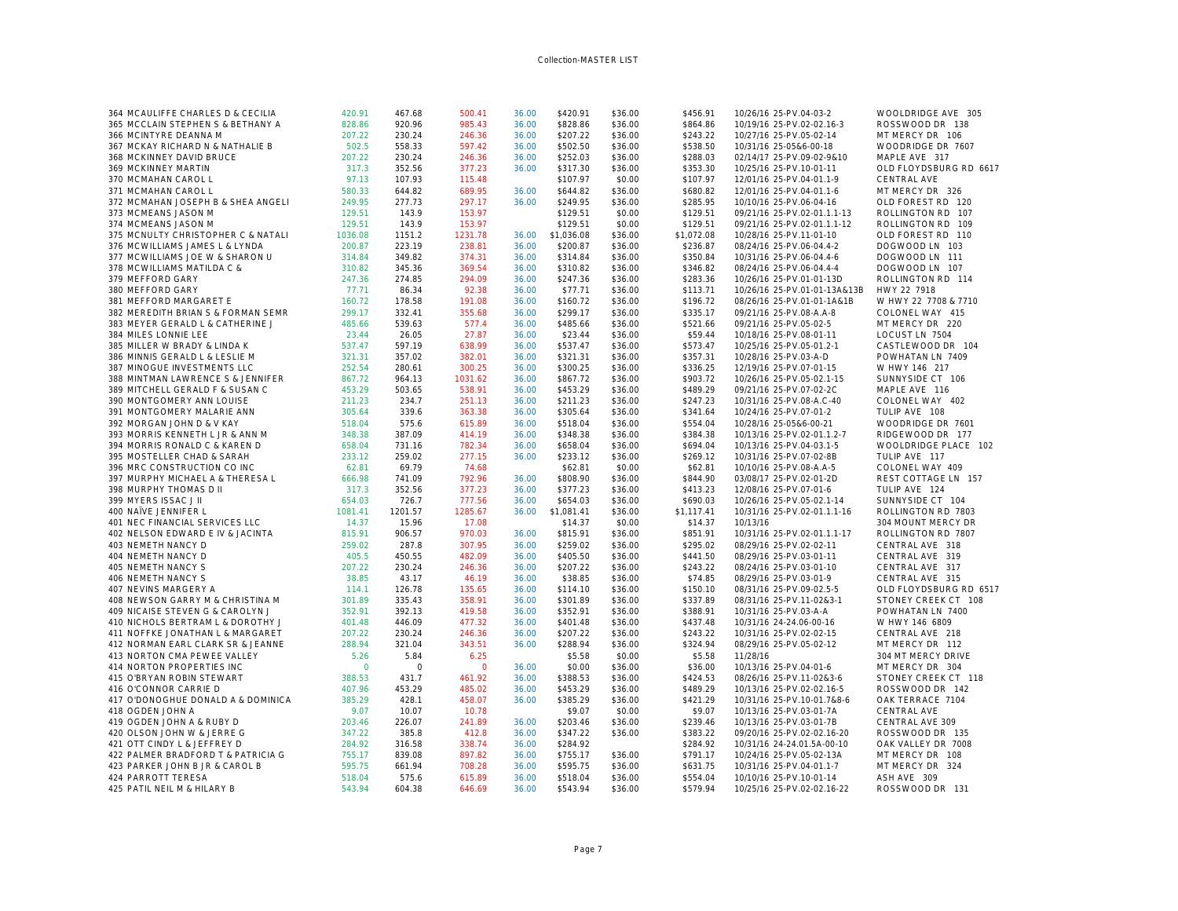Collection-MASTER LIST

| # | Name | Col1 | Col2 | Col3 | Col4 | Amount | Fee | Total | Date / Parcel | Address |
|---|---|---|---|---|---|---|---|---|---|---|
| 364 | MCAULIFFE CHARLES D & CECILIA | 420.91 | 467.68 | 500.41 | 36.00 | $420.91 | $36.00 | $456.91 | 10/26/16 25-PV.04-03-2 | WOOLDRIDGE AVE 305 |
| 365 | MCCLAIN STEPHEN S & BETHANY A | 828.86 | 920.96 | 985.43 | 36.00 | $828.86 | $36.00 | $864.86 | 10/19/16 25-PV.02-02.16-3 | ROSSWOOD DR 138 |
| 366 | MCINTYRE DEANNA M | 207.22 | 230.24 | 246.36 | 36.00 | $207.22 | $36.00 | $243.22 | 10/27/16 25-PV.05-02-14 | MT MERCY DR 106 |
| 367 | MCKAY RICHARD N & NATHALIE B | 502.5 | 558.33 | 597.42 | 36.00 | $502.50 | $36.00 | $538.50 | 10/31/16 25-05&6-00-18 | WOODRIDGE DR 7607 |
| 368 | MCKINNEY DAVID BRUCE | 207.22 | 230.24 | 246.36 | 36.00 | $252.03 | $36.00 | $288.03 | 02/14/17 25-PV.09-02-9&10 | MAPLE AVE 317 |
| 369 | MCKINNEY MARTIN | 317.3 | 352.56 | 377.23 | 36.00 | $317.30 | $36.00 | $353.30 | 10/25/16 25-PV.10-01-11 | OLD FLOYDSBURG RD 6617 |
| 370 | MCMAHAN CAROL L | 97.13 | 107.93 | 115.48 | | $107.97 | $0.00 | $107.97 | 12/01/16 25-PV.04-01.1-9 | CENTRAL AVE |
| 371 | MCMAHAN CAROL L | 580.33 | 644.82 | 689.95 | 36.00 | $644.82 | $36.00 | $680.82 | 12/01/16 25-PV.04-01.1-6 | MT MERCY DR 326 |
| 372 | MCMAHAN JOSEPH B & SHEA ANGELI | 249.95 | 277.73 | 297.17 | 36.00 | $249.95 | $36.00 | $285.95 | 10/10/16 25-PV.06-04-16 | OLD FOREST RD 120 |
| 373 | MCMEANS JASON M | 129.51 | 143.9 | 153.97 | | $129.51 | $0.00 | $129.51 | 09/21/16 25-PV.02-01.1.1-13 | ROLLINGTON RD 107 |
| 374 | MCMEANS JASON M | 129.51 | 143.9 | 153.97 | | $129.51 | $0.00 | $129.51 | 09/21/16 25-PV.02-01.1.1-12 | ROLLINGTON RD 109 |
| 375 | MCNULTY CHRISTOPHER C & NATALI | 1036.08 | 1151.2 | 1231.78 | 36.00 | $1,036.08 | $36.00 | $1,072.08 | 10/28/16 25-PV.11-01-10 | OLD FOREST RD 110 |
| 376 | MCWILLIAMS JAMES L & LYNDA | 200.87 | 223.19 | 238.81 | 36.00 | $200.87 | $36.00 | $236.87 | 08/24/16 25-PV.06-04.4-2 | DOGWOOD LN 103 |
| 377 | MCWILLIAMS JOE W & SHARON U | 314.84 | 349.82 | 374.31 | 36.00 | $314.84 | $36.00 | $350.84 | 10/31/16 25-PV.06-04.4-6 | DOGWOOD LN 111 |
| 378 | MCWILLIAMS MATILDA C & | 310.82 | 345.36 | 369.54 | 36.00 | $310.82 | $36.00 | $346.82 | 08/24/16 25-PV.06-04.4-4 | DOGWOOD LN 107 |
| 379 | MEFFORD GARY | 247.36 | 274.85 | 294.09 | 36.00 | $247.36 | $36.00 | $283.36 | 10/26/16 25-PV.01-01-13D | ROLLINGTON RD 114 |
| 380 | MEFFORD GARY | 77.71 | 86.34 | 92.38 | 36.00 | $77.71 | $36.00 | $113.71 | 10/26/16 25-PV.01-01-13A&13B | HWY 22 7918 |
| 381 | MEFFORD MARGARET E | 160.72 | 178.58 | 191.08 | 36.00 | $160.72 | $36.00 | $196.72 | 08/26/16 25-PV.01-01-1A&1B | W HWY 22 7708 & 7710 |
| 382 | MEREDITH BRIAN S & FORMAN SEMR | 299.17 | 332.41 | 355.68 | 36.00 | $299.17 | $36.00 | $335.17 | 09/21/16 25-PV.08-A.A-8 | COLONEL WAY 415 |
| 383 | MEYER GERALD L & CATHERINE J | 485.66 | 539.63 | 577.4 | 36.00 | $485.66 | $36.00 | $521.66 | 09/21/16 25-PV.05-02-5 | MT MERCY DR 220 |
| 384 | MILES LONNIE LEE | 23.44 | 26.05 | 27.87 | 36.00 | $23.44 | $36.00 | $59.44 | 10/18/16 25-PV.08-01-11 | LOCUST LN 7504 |
| 385 | MILLER W BRADY & LINDA K | 537.47 | 597.19 | 638.99 | 36.00 | $537.47 | $36.00 | $573.47 | 10/25/16 25-PV.05-01.2-1 | CASTLEWOOD DR 104 |
| 386 | MINNIS GERALD L & LESLIE M | 321.31 | 357.02 | 382.01 | 36.00 | $321.31 | $36.00 | $357.31 | 10/28/16 25-PV.03-A-D | POWHATAN LN 7409 |
| 387 | MINOGUE INVESTMENTS LLC | 252.54 | 280.61 | 300.25 | 36.00 | $300.25 | $36.00 | $336.25 | 12/19/16 25-PV.07-01-15 | W HWY 146 217 |
| 388 | MINTMAN LAWRENCE S & JENNIFER | 867.72 | 964.13 | 1031.62 | 36.00 | $867.72 | $36.00 | $903.72 | 10/26/16 25-PV.05-02.1-15 | SUNNYSIDE CT 106 |
| 389 | MITCHELL GERALD F & SUSAN C | 453.29 | 503.65 | 538.91 | 36.00 | $453.29 | $36.00 | $489.29 | 09/21/16 25-PV.07-02-2C | MAPLE AVE 116 |
| 390 | MONTGOMERY ANN LOUISE | 211.23 | 234.7 | 251.13 | 36.00 | $211.23 | $36.00 | $247.23 | 10/31/16 25-PV.08-A.C-40 | COLONEL WAY 402 |
| 391 | MONTGOMERY MALARIE ANN | 305.64 | 339.6 | 363.38 | 36.00 | $305.64 | $36.00 | $341.64 | 10/24/16 25-PV.07-01-2 | TULIP AVE 108 |
| 392 | MORGAN JOHN D & V KAY | 518.04 | 575.6 | 615.89 | 36.00 | $518.04 | $36.00 | $554.04 | 10/28/16 25-05&6-00-21 | WOODRIDGE DR 7601 |
| 393 | MORRIS KENNETH L JR & ANN M | 348.38 | 387.09 | 414.19 | 36.00 | $348.38 | $36.00 | $384.38 | 10/13/16 25-PV.02-01.1.2-7 | RIDGEWOOD DR 177 |
| 394 | MORRIS RONALD C & KAREN D | 658.04 | 731.16 | 782.34 | 36.00 | $658.04 | $36.00 | $694.04 | 10/13/16 25-PV.04-03.1-5 | WOOLDRIDGE PLACE 102 |
| 395 | MOSTELLER CHAD & SARAH | 233.12 | 259.02 | 277.15 | 36.00 | $233.12 | $36.00 | $269.12 | 10/31/16 25-PV.07-02-8B | TULIP AVE 117 |
| 396 | MRC CONSTRUCTION CO INC | 62.81 | 69.79 | 74.68 | | $62.81 | $0.00 | $62.81 | 10/10/16 25-PV.08-A.A-5 | COLONEL WAY 409 |
| 397 | MURPHY MICHAEL A & THERESA L | 666.98 | 741.09 | 792.96 | 36.00 | $808.90 | $36.00 | $844.90 | 03/08/17 25-PV.02-01-2D | REST COTTAGE LN 157 |
| 398 | MURPHY THOMAS D II | 317.3 | 352.56 | 377.23 | 36.00 | $377.23 | $36.00 | $413.23 | 12/08/16 25-PV.07-01-6 | TULIP AVE 124 |
| 399 | MYERS ISSAC J II | 654.03 | 726.7 | 777.56 | 36.00 | $654.03 | $36.00 | $690.03 | 10/26/16 25-PV.05-02.1-14 | SUNNYSIDE CT 104 |
| 400 | NAÏVE JENNIFER L | 1081.41 | 1201.57 | 1285.67 | 36.00 | $1,081.41 | $36.00 | $1,117.41 | 10/31/16 25-PV.02-01.1.1-16 | ROLLINGTON RD 7803 |
| 401 | NEC FINANCIAL SERVICES LLC | 14.37 | 15.96 | 17.08 | | $14.37 | $0.00 | $14.37 | 10/13/16 | 304 MOUNT MERCY DR |
| 402 | NELSON EDWARD E IV & JACINTA | 815.91 | 906.57 | 970.03 | 36.00 | $815.91 | $36.00 | $851.91 | 10/31/16 25-PV.02-01.1.1-17 | ROLLINGTON RD 7807 |
| 403 | NEMETH NANCY D | 259.02 | 287.8 | 307.95 | 36.00 | $259.02 | $36.00 | $295.02 | 08/29/16 25-PV.02-02-11 | CENTRAL AVE 318 |
| 404 | NEMETH NANCY D | 405.5 | 450.55 | 482.09 | 36.00 | $405.50 | $36.00 | $441.50 | 08/29/16 25-PV.03-01-11 | CENTRAL AVE 319 |
| 405 | NEMETH NANCY S | 207.22 | 230.24 | 246.36 | 36.00 | $207.22 | $36.00 | $243.22 | 08/24/16 25-PV.03-01-10 | CENTRAL AVE 317 |
| 406 | NEMETH NANCY S | 38.85 | 43.17 | 46.19 | 36.00 | $38.85 | $36.00 | $74.85 | 08/29/16 25-PV.03-01-9 | CENTRAL AVE 315 |
| 407 | NEVINS MARGERY A | 114.1 | 126.78 | 135.65 | 36.00 | $114.10 | $36.00 | $150.10 | 08/31/16 25-PV.09-02.5-5 | OLD FLOYDSBURG RD 6517 |
| 408 | NEWSON GARRY M & CHRISTINA M | 301.89 | 335.43 | 358.91 | 36.00 | $301.89 | $36.00 | $337.89 | 08/31/16 25-PV.11-02&3-1 | STONEY CREEK CT 108 |
| 409 | NICAISE STEVEN G & CAROLYN J | 352.91 | 392.13 | 419.58 | 36.00 | $352.91 | $36.00 | $388.91 | 10/31/16 25-PV.03-A-A | POWHATAN LN 7400 |
| 410 | NICHOLS BERTRAM L & DOROTHY J | 401.48 | 446.09 | 477.32 | 36.00 | $401.48 | $36.00 | $437.48 | 10/31/16 24-24.06-00-16 | W HWY 146 6809 |
| 411 | NOFFKE JONATHAN L & MARGARET | 207.22 | 230.24 | 246.36 | 36.00 | $207.22 | $36.00 | $243.22 | 10/31/16 25-PV.02-02-15 | CENTRAL AVE 218 |
| 412 | NORMAN EARL CLARK SR & JEANNE | 288.94 | 321.04 | 343.51 | 36.00 | $288.94 | $36.00 | $324.94 | 08/29/16 25-PV.05-02-12 | MT MERCY DR 112 |
| 413 | NORTON CMA PEWEE VALLEY | 5.26 | 5.84 | 6.25 | | $5.58 | $0.00 | $5.58 | 11/28/16 | 304 MT MERCY DRIVE |
| 414 | NORTON PROPERTIES INC | 0 | 0 | 0 | 36.00 | $0.00 | $36.00 | $36.00 | 10/13/16 25-PV.04-01-6 | MT MERCY DR 304 |
| 415 | O'BRYAN ROBIN STEWART | 388.53 | 431.7 | 461.92 | 36.00 | $388.53 | $36.00 | $424.53 | 08/26/16 25-PV.11-02&3-6 | STONEY CREEK CT 118 |
| 416 | O'CONNOR CARRIE D | 407.96 | 453.29 | 485.02 | 36.00 | $453.29 | $36.00 | $489.29 | 10/13/16 25-PV.02-02.16-5 | ROSSWOOD DR 142 |
| 417 | O'DONOGHUE DONALD A & DOMINICA | 385.29 | 428.1 | 458.07 | 36.00 | $385.29 | $36.00 | $421.29 | 10/31/16 25-PV.10-01.7&8-6 | OAK TERRACE 7104 |
| 418 | OGDEN JOHN A | 9.07 | 10.07 | 10.78 | | $9.07 | $0.00 | $9.07 | 10/13/16 25-PV.03-01-7A | CENTRAL AVE |
| 419 | OGDEN JOHN A & RUBY D | 203.46 | 226.07 | 241.89 | 36.00 | $203.46 | $36.00 | $239.46 | 10/13/16 25-PV.03-01-7B | CENTRAL AVE 309 |
| 420 | OLSON JOHN W & JERRE G | 347.22 | 385.8 | 412.8 | 36.00 | $347.22 | $36.00 | $383.22 | 09/20/16 25-PV.02-02.16-20 | ROSSWOOD DR 135 |
| 421 | OTT CINDY L & JEFFREY D | 284.92 | 316.58 | 338.74 | 36.00 | $284.92 | | $284.92 | 10/31/16 24-24.01.5A-00-10 | OAK VALLEY DR 7008 |
| 422 | PALMER BRADFORD T & PATRICIA G | 755.17 | 839.08 | 897.82 | 36.00 | $755.17 | $36.00 | $791.17 | 10/24/16 25-PV.05-02-13A | MT MERCY DR 108 |
| 423 | PARKER JOHN B JR & CAROL B | 595.75 | 661.94 | 708.28 | 36.00 | $595.75 | $36.00 | $631.75 | 10/31/16 25-PV.04-01.1-7 | MT MERCY DR 324 |
| 424 | PARROTT TERESA | 518.04 | 575.6 | 615.89 | 36.00 | $518.04 | $36.00 | $554.04 | 10/10/16 25-PV.10-01-14 | ASH AVE 309 |
| 425 | PATIL NEIL M & HILARY B | 543.94 | 604.38 | 646.69 | 36.00 | $543.94 | $36.00 | $579.94 | 10/25/16 25-PV.02-02.16-22 | ROSSWOOD DR 131 |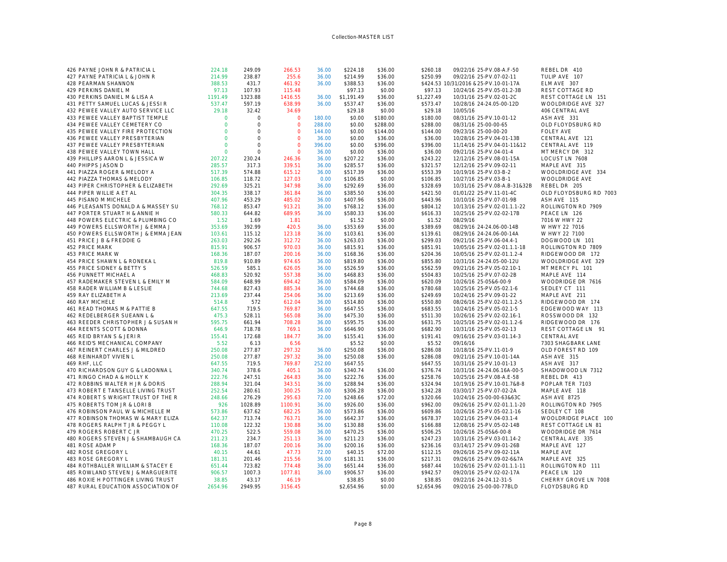Collection-MASTER LIST

| # | Name | | | | | | | | Date / Parcel | Address |
|---|---|---|---|---|---|---|---|---|---|---|
| 426 | PAYNE JOHN R & PATRICIA L | 224.18 | 249.09 | 266.53 | 36.00 | $224.18 | $36.00 | $260.18 | 09/22/16 25-PV.08-A.F-50 | REBEL DR 410 |
| 427 | PAYNE PATRICIA L & JOHN R | 214.99 | 238.87 | 255.6 | 36.00 | $214.99 | $36.00 | $250.99 | 09/22/16 25-PV.07-02-11 | TULIP AVE 107 |
| 428 | PEARMAN SHANNON | 388.53 | 431.7 | 461.92 | 36.00 | $388.53 | $36.00 | $424.53 | 10/31/2016 & 25-PV.10-01-17A | ELM AVE 307 |
| 429 | PERKINS DANIEL M | 97.13 | 107.93 | 115.48 | | $97.13 | $0.00 | $97.13 | 10/24/16 25-PV.05-01.2-3B | REST COTTAGE RD |
| 430 | PERKINS DANIEL M & LISA A | 1191.49 | 1323.88 | 1416.55 | 36.00 | $1,191.49 | $36.00 | $1,227.49 | 10/31/16 25-PV.02-01-2C | REST COTTAGE LN 151 |
| 431 | PETTY SAMUEL LUCAS & JESSI R | 537.47 | 597.19 | 638.99 | 36.00 | $537.47 | $36.00 | $573.47 | 10/28/16 24-24.05-00-12D | WOOLDRIDGE AVE 327 |
| 432 | PEWEE VALLEY AUTO SERVICE LLC | 29.18 | 32.42 | 34.69 | | $29.18 | $0.00 | $29.18 | 10/05/16 | 406 CENTRAL AVE |
| 433 | PEWEE VALLEY BAPTIST TEMPLE | 0 | 0 | 0 | 180.00 | $0.00 | $180.00 | $180.00 | 08/31/16 25-PV.10-01-12 | ASH AVE 331 |
| 434 | PEWEE VALLEY CEMETERY CO | 0 | 0 | 0 | 288.00 | $0.00 | $288.00 | $288.00 | 08/31/16 25-00-00-65 | OLD FLOYDSBURG RD |
| 435 | PEWEE VALLEY FIRE PROTECTION | 0 | 0 | 0 | 144.00 | $0.00 | $144.00 | $144.00 | 09/23/16 25-00-00-20 | FOLEY AVE |
| 436 | PEWEE VALLEY PRESBYTERIAN | 0 | 0 | 0 | 36.00 | $0.00 | $36.00 | $36.00 | 10/28/16 25-PV.04-01-13B | CENTRAL AVE 121 |
| 437 | PEWEE VALLEY PRESBYTERIAN | 0 | 0 | 0 | 396.00 | $0.00 | $396.00 | $396.00 | 11/14/16 25-PV.04-01-11&12 | CENTRAL AVE 119 |
| 438 | PEWEE VALLEY TOWN HALL | 0 | 0 | 0 | 36.00 | $0.00 | $36.00 | $36.00 | 09/21/16 25-PV.04-01-4 | MT MERCY DR 312 |
| 439 | PHILLIPS AARON L & JESSICA W | 207.22 | 230.24 | 246.36 | 36.00 | $207.22 | $36.00 | $243.22 | 12/12/16 25-PV.08-01-15A | LOCUST LN 7608 |
| 440 | PHIPPS JASON D | 285.57 | 317.3 | 339.51 | 36.00 | $285.57 | $36.00 | $321.57 | 12/12/16 25-PV.09-02-11 | MAPLE AVE 315 |
| 441 | PIAZZA ROGER & MELODY A | 517.39 | 574.88 | 615.12 | 36.00 | $517.39 | $36.00 | $553.39 | 10/19/16 25-PV.03-B-2 | WOOLDRIDGE AVE 334 |
| 442 | PIAZZA THOMAS & MELODY | 106.85 | 118.72 | 127.03 | 0.00 | $106.85 | $0.00 | $106.85 | 10/27/16 25-PV.03-B-1 | WOOLDRIDGE AVE |
| 443 | PIPER CHRISTOPHER & ELIZABETH | 292.69 | 325.21 | 347.98 | 36.00 | $292.69 | $36.00 | $328.69 | 10/31/16 25-PV.08-A.B-31&32B | REBEL DR 205 |
| 444 | PIPER WILLIE A ET AL | 304.35 | 338.17 | 361.84 | 36.00 | $385.50 | $36.00 | $421.50 | 01/01/22 25-PV.11-01-4C | OLD FLOYDSBURG RD 7003 |
| 445 | PISANO M MICHELE | 407.96 | 453.29 | 485.02 | 36.00 | $407.96 | $36.00 | $443.96 | 10/10/16 25-PV.07-01-9B | ASH AVE 115 |
| 446 | PLEASANTS DONALD A & MASSEY SU | 768.12 | 853.47 | 913.21 | 36.00 | $768.12 | $36.00 | $804.12 | 10/13/16 25-PV.02-01.1.1-22 | ROLLINGTON RD 7909 |
| 447 | PORTER STUART H & ANNIE H | 580.33 | 644.82 | 689.95 | 36.00 | $580.33 | $36.00 | $616.33 | 10/25/16 25-PV.02-02-17B | PEACE LN 126 |
| 448 | POWERS ELECTRIC & PLUMBING CO | 1.52 | 1.69 | 1.81 | | $1.52 | $0.00 | $1.52 | 08/29/16 | 7016 W HWY 22 |
| 449 | POWERS ELLSWORTH J & EMMA J | 353.69 | 392.99 | 420.5 | 36.00 | $353.69 | $36.00 | $389.69 | 08/29/16 24-24.06-00-14B | W HWY 22 7016 |
| 450 | POWERS ELLSWORTH J & EMMA JEAN | 103.61 | 115.12 | 123.18 | 36.00 | $103.61 | $36.00 | $139.61 | 08/29/16 24-24.06-00-14A | W HWY 22 7100 |
| 451 | PRICE J B & FREDDIE G | 263.03 | 292.26 | 312.72 | 36.00 | $263.03 | $36.00 | $299.03 | 09/21/16 25-PV.06-04.4-1 | DOGWOOD LN 101 |
| 452 | PRICE MARK | 815.91 | 906.57 | 970.03 | 36.00 | $815.91 | $36.00 | $851.91 | 10/05/16 25-PV.02-01.1.1-18 | ROLLINGTON RD 7809 |
| 453 | PRICE MARK W | 168.36 | 187.07 | 200.16 | 36.00 | $168.36 | $36.00 | $204.36 | 10/05/16 25-PV.02-01.1.2-4 | RIDGEWOOD DR 172 |
| 454 | PRICE SHAWN L & RONEKA L | 819.8 | 910.89 | 974.65 | 36.00 | $819.80 | $36.00 | $855.80 | 10/31/16 24-24.05-00-12U | WOOLDRIDGE AVE 329 |
| 455 | PRICE SIDNEY & BETTY S | 526.59 | 585.1 | 626.05 | 36.00 | $526.59 | $36.00 | $562.59 | 09/21/16 25-PV.05-02.10-1 | MT MERCY PL 101 |
| 456 | PUNNETT MICHAEL A | 468.83 | 520.92 | 557.38 | 36.00 | $468.83 | $36.00 | $504.83 | 10/25/16 25-PV.07-02-2B | MAPLE AVE 114 |
| 457 | RADEMAKER STEVEN L & EMILY M | 584.09 | 648.99 | 694.42 | 36.00 | $584.09 | $36.00 | $620.09 | 10/26/16 25-05&6-00-9 | WOODRIDGE DR 7616 |
| 458 | RADER WILLIAM B & LESLIE | 744.68 | 827.43 | 885.34 | 36.00 | $744.68 | $36.00 | $780.68 | 10/25/16 25-PV.05-02.1-6 | SEDLEY CT 111 |
| 459 | RAY ELIZABETH A | 213.69 | 237.44 | 254.06 | 36.00 | $213.69 | $36.00 | $249.69 | 10/24/16 25-PV.09-01-22 | MAPLE AVE 211 |
| 460 | RAY MICHELE | 514.8 | 572 | 612.04 | 36.00 | $514.80 | $36.00 | $550.80 | 08/26/16 25-PV.02-01.1.2-5 | RIDGEWOOD DR 174 |
| 461 | READ THOMAS M & PATTIE B | 647.55 | 719.5 | 769.87 | 36.00 | $647.55 | $36.00 | $683.55 | 10/24/16 25-PV.05-02.1-5 | EDGEWOOD WAY 113 |
| 462 | REDELBERGER SUEANN L & | 475.3 | 528.11 | 565.08 | 36.00 | $475.30 | $36.00 | $511.30 | 10/26/16 25-PV.02-02.16-1 | ROSSWOOD DR 132 |
| 463 | REEDER CHRISTOPHER J & SUSAN H | 595.75 | 661.94 | 708.28 | 36.00 | $595.75 | $36.00 | $631.75 | 10/25/16 25-PV.02-01.1.2-6 | RIDGEWOOD DR 176 |
| 464 | REENTS SCOTT & DONNA | 646.9 | 718.78 | 769.1 | 36.00 | $646.90 | $36.00 | $682.90 | 10/31/16 25-PV.05-02-13 | REST COTTAGE LN 91 |
| 465 | REID BRYAN S & JERI R | 155.41 | 172.68 | 184.77 | 36.00 | $155.41 | $36.00 | $191.41 | 09/16/16 25-PV.03-01.14-3 | CENTRAL AVE |
| 466 | REID'S MECHANICAL COMPANY | 5.52 | 6.13 | 6.56 | | $5.52 | $0.00 | $5.52 | 09/16/16 | 7303 SHAGBARK LANE |
| 467 | REINERT CHARLES J & MILDRED | 250.08 | 277.87 | 297.32 | 36.00 | $250.08 | $36.00 | $286.08 | 10/18/16 25-PV.11-01-9 | OLD FOREST RD 109 |
| 468 | REINHARDT VIVIEN L | 250.08 | 277.87 | 297.32 | 36.00 | $250.08 | $36.00 | $286.08 | 09/21/16 25-PV.10-01-14A | ASH AVE 315 |
| 469 | RHF, LLC | 647.55 | 719.5 | 769.87 | 252.00 | $647.55 | | $647.55 | 10/31/16 25-PV.10-01-13 | ASH AVE 317 |
| 470 | RICHARDSON GUY G & LADONNA L | 340.74 | 378.6 | 405.1 | 36.00 | $340.74 | $36.00 | $376.74 | 10/31/16 24-24.06.16A-00-5 | SHADOWOOD LN 7312 |
| 471 | RINGO CHAD A & HOLLY K | 222.76 | 247.51 | 264.83 | 36.00 | $222.76 | $36.00 | $258.76 | 10/25/16 25-PV.08-A.E-58 | REBEL DR 413 |
| 472 | ROBBINS WALTER H JR & DORIS | 288.94 | 321.04 | 343.51 | 36.00 | $288.94 | $36.00 | $324.94 | 10/19/16 25-PV.10-01.7&8-8 | POPLAR TER 7103 |
| 473 | ROBERT E TANSELLE LIVING TRUST | 252.54 | 280.61 | 300.25 | 36.00 | $306.28 | $36.00 | $342.28 | 03/30/17 25-PV.07-02-2A | MAPLE AVE 118 |
| 474 | ROBERT S WRIGHT TRUST OF THE R | 248.66 | 276.29 | 295.63 | 72.00 | $248.66 | $72.00 | $320.66 | 10/24/16 25-00-00-63&63C | ASH AVE 8725 |
| 475 | ROBERTS TOM JR & LORI B | 926 | 1028.89 | 1100.91 | 36.00 | $926.00 | $36.00 | $962.00 | 09/26/16 25-PV.02-01.1.1-20 | ROLLINGTON RD 7905 |
| 476 | ROBINSON PAUL W & MICHELLE M | 573.86 | 637.62 | 682.25 | 36.00 | $573.86 | $36.00 | $609.86 | 10/26/16 25-PV.05-02.1-16 | SEDLEY CT 108 |
| 477 | ROBINSON THOMAS W & MARY ELIZA | 642.37 | 713.74 | 763.71 | 36.00 | $642.37 | $36.00 | $678.37 | 10/21/16 25-PV.04-03.1-4 | WOOLDRIDGE PLACE 100 |
| 478 | ROGERS RALPH T JR & PEGGY L | 110.08 | 122.32 | 130.88 | 36.00 | $130.88 | $36.00 | $166.88 | 12/08/16 25-PV.05-02-14B | REST COTTAGE LN 81 |
| 479 | ROGERS ROBERT C JR | 470.25 | 522.5 | 559.08 | 36.00 | $470.25 | $36.00 | $506.25 | 10/26/16 25-05&6-00-8 | WOODRIDGE DR 7614 |
| 480 | ROGERS STEVEN J & SHAMBAUGH CA | 211.23 | 234.7 | 251.13 | 36.00 | $211.23 | $36.00 | $247.23 | 10/31/16 25-PV.03-01.14-2 | CENTRAL AVE 335 |
| 481 | ROSE ADAM P | 168.36 | 187.07 | 200.16 | 36.00 | $200.16 | $36.00 | $236.16 | 03/14/17 25-PV.09-01-26B | MAPLE AVE 127 |
| 482 | ROSE GREGORY L | 40.15 | 44.61 | 47.73 | 72.00 | $40.15 | $72.00 | $112.15 | 09/26/16 25-PV.09-02-11A | MAPLE AVE |
| 483 | ROSE GREGORY L | 181.31 | 201.46 | 215.56 | 36.00 | $181.31 | $36.00 | $217.31 | 09/26/16 25-PV.09-02-6&7A | MAPLE AVE 325 |
| 484 | ROTHBALLER WILLIAM & STACEY E | 651.44 | 723.82 | 774.48 | 36.00 | $651.44 | $36.00 | $687.44 | 10/26/16 25-PV.02-01.1.1-11 | ROLLINGTON RD 111 |
| 485 | ROWLAND STEVEN J & MARGUERITE | 906.57 | 1007.3 | 1077.81 | 36.00 | $906.57 | $36.00 | $942.57 | 09/20/16 25-PV.02-02-17A | PEACE LN 120 |
| 486 | ROXIE H POTTINGER LIVING TRUST | 38.85 | 43.17 | 46.19 | | $38.85 | $0.00 | $38.85 | 09/22/16 24-24.12-31-5 | CHERRY GROVE LN 7008 |
| 487 | RURAL EDUCATION ASSOCIATION OF | 2654.96 | 2949.95 | 3156.45 | | $2,654.96 | $0.00 | $2,654.96 | 09/20/16 25-00-00-77BLD | FLOYDSBURG RD |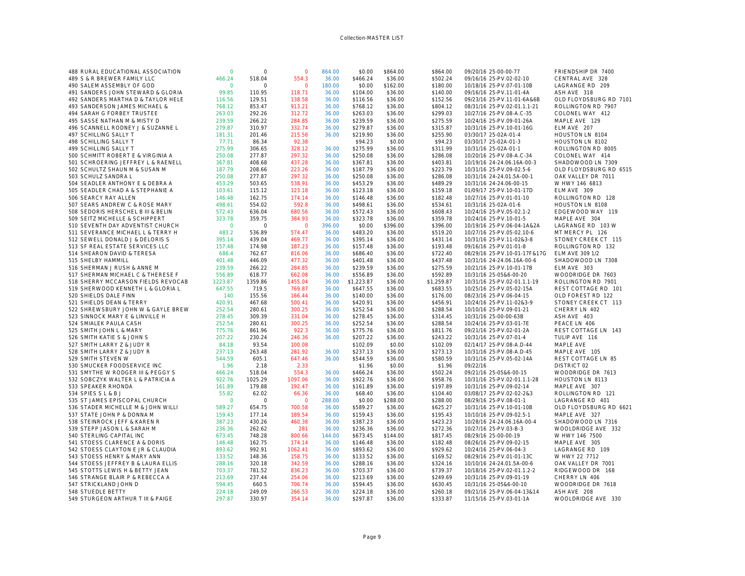Collection-MASTER LIST

| | | | | | | | | | | |
|---|---|---|---|---|---|---|---|---|---|---|
| 488 | RURAL EDUCATIONAL ASSOCIATION | 0 | 0 | 0 | 864.00 | $0.00 | $864.00 | $864.00 | 09/20/16 25-00-00-77 | FRIENDSHIP DR 7400 |
| 489 | S & R BREWER FAMILY LLC | 466.24 | 518.04 | 554.3 | 36.00 | $466.24 | $36.00 | $502.24 | 09/16/16 25-PV.02-02-10 | CENTRAL AVE 328 |
| 490 | SALEM ASSEMBLY OF GOD | 0 | 0 | 0 | 180.00 | $0.00 | $162.00 | $180.00 | 10/18/16 25-PV.07-01-10B | LAGRANGE RD 209 |
| 491 | SANDERS JOHN STEWARD & GLORIA | 99.85 | 110.95 | 118.71 | 36.00 | $104.00 | $36.00 | $140.00 | 09/16/16 25-PV.11-01-4A | ASH AVE 318 |
| 492 | SANDERS MARTHA D & TAYLOR HELE | 116.56 | 129.51 | 138.58 | 36.00 | $116.56 | $36.00 | $152.56 | 09/23/16 25-PV.11-01-6A&6B | OLD FLOYDSBURG RD 7101 |
| 493 | SANDERSON JAMES MICHAEL & | 768.12 | 853.47 | 913.21 | 36.00 | $768.12 | $36.00 | $804.12 | 08/31/16 25-PV.02-01.1.1-21 | ROLLINGTON RD 7907 |
| 494 | SARAH G FORBEY TRUSTEE | 263.03 | 292.26 | 312.72 | 36.00 | $263.03 | $36.00 | $299.03 | 10/27/16 25-PV.08-A.C-35 | COLONEL WAY 412 |
| 495 | SASSE NATHAN M & MISTY D | 239.59 | 266.22 | 284.85 | 36.00 | $239.59 | $36.00 | $275.59 | 10/24/16 25-PV.09-01-26A | MAPLE AVE 129 |
| 496 | SCANNELL RODNEY J & SUZANNE L | 279.87 | 310.97 | 332.74 | 36.00 | $279.87 | $36.00 | $315.87 | 10/31/16 25-PV.10-01-16G | ELM AVE 207 |
| 497 | SCHILLING SALLY T | 181.31 | 201.46 | 215.56 | 36.00 | $219.90 | $36.00 | $255.90 | 03/30/17 25-02A-01-4 | HOUSTON LN 8104 |
| 498 | SCHILLING SALLY T | 77.71 | 86.34 | 92.38 | | $94.23 | $0.00 | $94.23 | 03/30/17 25-02A-01-3 | HOUSTON LN 8102 |
| 499 | SCHILLING SALLY T | 275.99 | 306.65 | 328.12 | 36.00 | $275.99 | $36.00 | $311.99 | 10/31/16 25-02A-01-1 | ROLLINGTON RD 8005 |
| 500 | SCHMITT ROBERT E & VIRGINIA A | 250.08 | 277.87 | 297.32 | 36.00 | $250.08 | $36.00 | $286.08 | 10/20/16 25-PV.08-A.C-34 | COLONEL WAY 414 |
| 501 | SCHROERING JEFFREY L & RAENELL | 367.81 | 408.68 | 437.28 | 36.00 | $367.81 | $36.00 | $403.81 | 10/19/16 24-24.06.16A-00-3 | SHADOWOOD LN 7309 |
| 502 | SCHULTZ SHAUN M & SUSAN M | 187.79 | 208.66 | 223.26 | 36.00 | $187.79 | $36.00 | $223.79 | 10/31/16 25-PV.09-02.5-6 | OLD FLOYDSBURG RD 6515 |
| 503 | SCHULZ SANDRA L | 250.08 | 277.87 | 297.32 | 36.00 | $250.08 | $36.00 | $286.08 | 10/31/16 24-24.01.5A-00-1 | OAK VALLEY DR 7011 |
| 504 | SEADLER ANTHONY E & DEBRA A | 453.29 | 503.65 | 538.91 | 36.00 | $453.29 | $36.00 | $489.29 | 10/31/16 24-24.06-00-15 | W HWY 146 6813 |
| 505 | SEADLER CHAD A & STEPHANIE A | 103.61 | 115.12 | 123.18 | 36.00 | $123.18 | $36.00 | $159.18 | 01/09/17 25-PV.10-01-17D | ELM AVE 309 |
| 506 | SEARCY RAY ALLEN | 146.48 | 162.75 | 174.14 | 36.00 | $146.48 | $36.00 | $182.48 | 10/27/16 25-PV.01-01-10 | ROLLINGTON RD 128 |
| 507 | SEARS ANDREW C & ROSE MARY | 498.61 | 554.02 | 592.8 | 36.00 | $498.61 | $36.00 | $534.61 | 10/31/16 25-02A-01-6 | HOUSTON LN 8108 |
| 508 | SEDORIS HERSCHEL B III & BELIN | 572.43 | 636.04 | 680.56 | 36.00 | $572.43 | $36.00 | $608.43 | 10/24/16 25-PV.05-02.1-2 | EDGEWOOD WAY 119 |
| 509 | SEITZ MICHELLE & SCHIPPERT | 323.78 | 359.75 | 384.93 | 36.00 | $323.78 | $36.00 | $359.78 | 10/24/16 25-PV.10-01-5 | MAPLE AVE 304 |
| 510 | SEVENTH DAY ADVENTIST CHURCH | 0 | 0 | 0 | 396.00 | $0.00 | $396.00 | $396.00 | 10/19/16 25-PV.06-04-1A&2A | LAGRANGE RD 103 W |
| 511 | SEVERANCE MICHAEL L & TERRY H | 483.2 | 536.89 | 574.47 | 36.00 | $483.20 | $36.00 | $519.20 | 10/27/16 25-PV.05-02.10-6 | MT MERCY PL 126 |
| 512 | SEWELL DONALD J & DELORIS S | 395.14 | 439.04 | 469.77 | 36.00 | $395.14 | $36.00 | $431.14 | 10/31/16 25-PV.11-02&3-8 | STONEY CREEK CT 115 |
| 513 | SF REAL ESTATE SERVICES LLC | 157.48 | 174.98 | 187.23 | 36.00 | $157.48 | $36.00 | $193.48 | 09/16/16 25-PV.01-01-8 | ROLLINGTON RD 132 |
| 514 | SHEARON DAVID & TERESA | 686.4 | 762.67 | 816.06 | 36.00 | $686.40 | $36.00 | $722.40 | 08/29/16 25-PV.10-01-17F&17G | ELM AVE 309 1/2 |
| 515 | SHELBY HAMMILL | 401.48 | 446.09 | 477.32 | 36.00 | $401.48 | $36.00 | $437.48 | 10/31/16 24-24.06.16A-00-6 | SHADOWOOD LN 7308 |
| 516 | SHERMAN J RUSH & ANNE M | 239.59 | 266.22 | 284.85 | 36.00 | $239.59 | $36.00 | $275.59 | 10/21/16 25-PV.10-01-17B | ELM AVE 303 |
| 517 | SHERMAN MICHAEL C & THERESE F | 556.89 | 618.77 | 662.08 | 36.00 | $556.89 | $36.00 | $592.89 | 10/31/16 25-05&6-00-20 | WOODRIDGE DR 7603 |
| 518 | SHERRY MCCARSON FIELDS REVOCAB | 1223.87 | 1359.86 | 1455.04 | 36.00 | $1,223.87 | $36.00 | $1,259.87 | 10/31/16 25-PV.02-01.1.1-19 | ROLLINGTON RD 7901 |
| 519 | SHERWOOD KENNETH L & GLORIA L | 647.55 | 719.5 | 769.87 | 36.00 | $647.55 | $36.00 | $683.55 | 10/25/16 25-PV.05-02-15A | REST COTTAGE RD 101 |
| 520 | SHIELDS DALE FINN | 140 | 155.56 | 166.44 | 36.00 | $140.00 | $36.00 | $176.00 | 08/23/16 25-PV.06-04-15 | OLD FOREST RD 122 |
| 521 | SHIELDS DEAN & TERRY | 420.91 | 467.68 | 500.41 | 36.00 | $420.91 | $36.00 | $456.91 | 10/24/16 25-PV.11-02&3-9 | STONEY CREEK CT 113 |
| 522 | SHREWSBURY JOHN W & GAYLE BREW | 252.54 | 280.61 | 300.25 | 36.00 | $252.54 | $36.00 | $288.54 | 10/10/16 25-PV.09-01-21 | CHERRY LN 402 |
| 523 | SINNOCK MARY E & LINVILLE H | 278.45 | 309.39 | 331.04 | 36.00 | $278.45 | $36.00 | $314.45 | 10/31/16 25-00-00-63B | ASH AVE 403 |
| 524 | SMIALEK PAULA CASH | 252.54 | 280.61 | 300.25 | 36.00 | $252.54 | $36.00 | $288.54 | 10/24/16 25-PV.03-01-7E | PEACE LN 406 |
| 525 | SMITH JOHN L & MARY | 775.76 | 861.96 | 922.3 | 36.00 | $775.76 | $36.00 | $811.76 | 09/21/16 25-PV.02-01-2A | REST COTTAGE LN 143 |
| 526 | SMITH KATIE S & JOHN S | 207.22 | 230.24 | 246.36 | 36.00 | $207.22 | $36.00 | $243.22 | 10/31/16 25-PV.07-01-4 | TULIP AVE 116 |
| 527 | SMITH LARRY Z & JUDY R | 84.18 | 93.54 | 100.08 | | $102.09 | $0.00 | $102.09 | 02/14/17 25-PV.08-A.D-44 | MAPLE AVE |
| 528 | SMITH LARRY Z & JUDY R | 237.13 | 263.48 | 281.92 | 36.00 | $237.13 | $36.00 | $273.13 | 10/31/16 25-PV.08-A.D-45 | MAPLE AVE 105 |
| 529 | SMITH STEVEN W | 544.59 | 605.1 | 647.46 | 36.00 | $544.59 | $36.00 | $580.59 | 10/31/16 25-PV.05-02-14A | REST COTTAGE LN 85 |
| 530 | SMUCKER FOODSERVICE INC | 1.96 | 2.18 | 2.33 | | $1.96 | $0.00 | $1.96 | 09/22/16 | DISTRICT 02 |
| 531 | SMYTHE W RODGER III & PEGGY S | 466.24 | 518.04 | 554.3 | 36.00 | $466.24 | $36.00 | $502.24 | 09/21/16 25-05&6-00-15 | WOODRIDGE DR 7613 |
| 532 | SOBCZYK WALTER L & PATRICIA A | 922.76 | 1025.29 | 1097.06 | 36.00 | $922.76 | $36.00 | $958.76 | 10/31/16 25-PV.02-01.1.1-28 | HOUSTON LN 8113 |
| 533 | SPEAKER RHONDA | 161.89 | 179.88 | 192.47 | 36.00 | $161.89 | $36.00 | $197.89 | 10/31/16 25-PV.09-02-14 | MAPLE AVE 307 |
| 534 | SPIES S L & B J | 55.82 | 62.02 | 66.36 | 36.00 | $68.40 | $36.00 | $104.40 | 03/08/17 25-PV.02-02-2&3 | ROLLINGTON RD 121 |
| 535 | ST JAMES EPISCOPAL CHURCH | 0 | 0 | 0 | 288.00 | $0.00 | $288.00 | $288.00 | 08/29/16 25-PV.08-01-1 | LAGRANGE RD 401 |
| 536 | STADER MICHELLE M & JOHN WILLI | 589.27 | 654.75 | 700.58 | 36.00 | $589.27 | $36.00 | $625.27 | 10/31/16 25-PV.10-01-10B | OLD FLOYDSBURG RD 6621 |
| 537 | STATE JOHN P & DONNA M | 159.43 | 177.14 | 189.54 | 36.00 | $159.43 | $36.00 | $195.43 | 10/10/16 25-PV.09-02.5-1 | MAPLE AVE 327 |
| 538 | STEINROCK JEFF & KAREN R | 387.23 | 430.26 | 460.38 | 36.00 | $387.23 | $36.00 | $423.23 | 10/28/16 24-24.06.16A-00-4 | SHADOWOOD LN 7316 |
| 539 | STEPP JASON L & SARAH M | 236.36 | 262.62 | 281 | 36.00 | $236.36 | $36.00 | $272.36 | 10/27/16 25-PV.03-B-3 | WOOLDRIDGE AVE 332 |
| 540 | STERLING CAPITAL INC | 673.45 | 748.28 | 800.66 | 144.00 | $673.45 | $144.00 | $817.45 | 08/29/16 25-00-00-19 | W HWY 146 7500 |
| 541 | STOESS CLARENCE A & DORIS | 146.48 | 162.75 | 174.14 | 36.00 | $146.48 | $36.00 | $182.48 | 08/26/16 25-PV.09-02-15 | MAPLE AVE 305 |
| 542 | STOESS CLAYTON E JR & CLAUDIA | 893.62 | 992.91 | 1062.41 | 36.00 | $893.62 | $36.00 | $929.62 | 10/24/16 25-PV.06-04-3 | LAGRANGE RD 109 |
| 543 | STOESS HENRY & MARY ANN | 133.52 | 148.36 | 158.75 | 36.00 | $133.52 | $36.00 | $169.52 | 08/29/16 25-PV.01-01-13C | W HWY 22 7712 |
| 544 | STOESS JEFFREY B & LAURA ELLIS | 288.16 | 320.18 | 342.59 | 36.00 | $288.16 | $36.00 | $324.16 | 10/10/16 24-24.01.5A-00-6 | OAK VALLEY DR 7001 |
| 545 | STOTTS LEWIS H & BETTY JEAN | 703.37 | 781.52 | 836.23 | 36.00 | $703.37 | $36.00 | $739.37 | 10/18/16 25-PV.02-01.1.2-2 | RIDGEWOOD DR 168 |
| 546 | STRANGE BLAIR P & REBECCA A | 213.69 | 237.44 | 254.06 | 36.00 | $213.69 | $36.00 | $249.69 | 10/31/16 25-PV.09-01-19 | CHERRY LN 406 |
| 547 | STRICKLAND JOHN D | 594.45 | 660.5 | 706.74 | 36.00 | $594.45 | $36.00 | $630.45 | 10/31/16 25-05&6-00-10 | WOODRIDGE DR 7618 |
| 548 | STUEDLE BETTY | 224.18 | 249.09 | 266.53 | 36.00 | $224.18 | $36.00 | $260.18 | 09/21/16 25-PV.06-04-13&14 | ASH AVE 208 |
| 549 | STURGEON ARTHUR T III & PAIGE | 297.87 | 330.97 | 354.14 | 36.00 | $297.87 | $36.00 | $333.87 | 11/15/16 25-PV.03-01-1A | WOOLDRIDGE AVE 330 |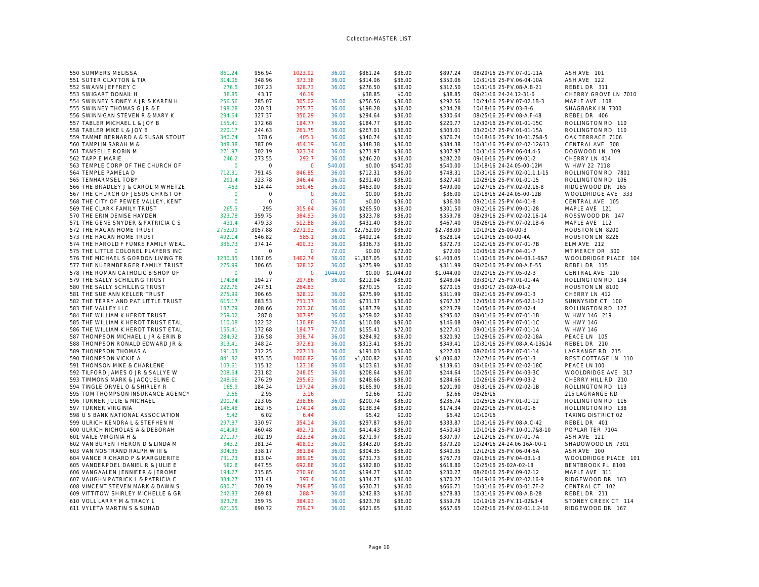Collection-MASTER LIST

| # | Name | Col1 | Col2 | Col3 | Col4 | Amount | Fee | Total | Date / Parcel | Address |
|---|---|---|---|---|---|---|---|---|---|---|
| 550 | SUMMERS MELISSA | 861.24 | 956.94 | 1023.92 | 36.00 | $861.24 | $36.00 | $897.24 | 08/29/16 25-PV.07-01-11A | ASH AVE 101 |
| 551 | SUTER CLAYTON & TIA | 314.06 | 348.96 | 373.38 | 36.00 | $314.06 | $36.00 | $350.06 | 10/31/16 25-PV.06-04-10A | ASH AVE 122 |
| 552 | SWANN JEFFREY C | 276.5 | 307.23 | 328.73 | 36.00 | $276.50 | $36.00 | $312.50 | 10/31/16 25-PV.08-A.B-21 | REBEL DR 311 |
| 553 | SWIGART DONAIL H | 38.85 | 43.17 | 46.19 | | $38.85 | $0.00 | $38.85 | 09/21/16 24-24.12-31-6 | CHERRY GROVE LN 7010 |
| 554 | SWINNEY SIDNEY A JR & KAREN H | 256.56 | 285.07 | 305.02 | 36.00 | $256.56 | $36.00 | $292.56 | 10/24/16 25-PV.07-02.1B-3 | MAPLE AVE 108 |
| 555 | SWINNEY THOMAS G JR & E | 198.28 | 220.31 | 235.73 | 36.00 | $198.28 | $36.00 | $234.28 | 10/18/16 25-PV.03-B-6 | SHAGBARK LN 7300 |
| 556 | SWINNIGAN STEVEN R & MARY K | 294.64 | 327.37 | 350.29 | 36.00 | $294.64 | $36.00 | $330.64 | 08/25/16 25-PV.08-A.F-48 | REBEL DR 406 |
| 557 | TABLER MICHAEL L & JOY B | 155.41 | 172.68 | 184.77 | 36.00 | $184.77 | $36.00 | $220.77 | 12/30/16 25-PV.01-01-15C | ROLLINGTON RD 110 |
| 558 | TABLER MIKE L & JOY B | 220.17 | 244.63 | 261.75 | 36.00 | $267.01 | $36.00 | $303.01 | 03/20/17 25-PV.01-01-15A | ROLLINGTON RD 110 |
| 559 | TAMME BERNARD A & SUSAN STOUT | 340.74 | 378.6 | 405.1 | 36.00 | $340.74 | $36.00 | $376.74 | 10/18/16 25-PV.10-01.7&8-5 | OAK TERRACE 7106 |
| 560 | TAMPLIN SARAH M & | 348.38 | 387.09 | 414.19 | 36.00 | $348.38 | $36.00 | $384.38 | 10/31/16 25-PV.02-02-12&13 | CENTRAL AVE 308 |
| 561 | TANSELLE ROBIN M | 271.97 | 302.19 | 323.34 | 36.00 | $271.97 | $36.00 | $307.97 | 10/31/16 25-PV.06-04.4-5 | DOGWOOD LN 109 |
| 562 | TAPP E MARIE | 246.2 | 273.55 | 292.7 | 36.00 | $246.20 | $36.00 | $282.20 | 09/16/16 25-PV.09-01-2 | CHERRY LN 414 |
| 563 | TEMPLE CORP OF THE CHURCH OF | 0 | 0 | 0 | 540.00 | $0.00 | $540.00 | $540.00 | 10/18/16 24-24.05-00-12M | W HWY 22 7118 |
| 564 | TEMPLE PAMELA D | 712.31 | 791.45 | 846.85 | 36.00 | $712.31 | $36.00 | $748.31 | 10/31/16 25-PV.02-01.1.1-15 | ROLLINGTON RD 7801 |
| 565 | TENHARMSEL TOBY | 291.4 | 323.78 | 346.44 | 36.00 | $291.40 | $36.00 | $327.40 | 10/28/16 25-PV.01-01-15 | ROLLINGTON RD 106 |
| 566 | THE BRADLEY J & CAROL M WHETZE | 463 | 514.44 | 550.45 | 36.00 | $463.00 | $36.00 | $499.00 | 10/27/16 25-PV.02-02.16-8 | RIDGEWOOD DR 165 |
| 567 | THE CHURCH OF JESUS CHRIST OF | 0 | 0 | 0 | 36.00 | $0.00 | $36.00 | $36.00 | 10/18/16 24-24.05-00-12B | WOOLDRIDGE AVE 333 |
| 568 | THE CITY OF PEWEE VALLEY, KENT | 0 | 0 | 0 | 36.00 | $0.00 | $36.00 | $36.00 | 09/21/16 25-PV.04-01-8 | CENTRAL AVE 105 |
| 569 | THE CLARK FAMILY TRUST | 265.5 | 295 | 315.64 | 36.00 | $265.50 | $36.00 | $301.50 | 09/21/16 25-PV.09-01-28 | MAPLE AVE 121 |
| 570 | THE ERIN DENISE HAYDEN | 323.78 | 359.75 | 384.93 | 36.00 | $323.78 | $36.00 | $359.78 | 08/29/16 25-PV.02-02.16-14 | ROSSWOOD DR 147 |
| 571 | THE GENE SNYDER & PATRICIA C S | 431.4 | 479.33 | 512.88 | 36.00 | $431.40 | $36.00 | $467.40 | 08/26/16 25-PV.07-02.1B-6 | MAPLE AVE 112 |
| 572 | THE HAGAN HOME TRUST | 2752.09 | 3057.88 | 3271.93 | 36.00 | $2,752.09 | $36.00 | $2,788.09 | 10/19/16 25-00-00-3 | HOUSTON LN 8200 |
| 573 | THE HAGAN HOME TRUST | 492.14 | 546.82 | 585.1 | 36.00 | $492.14 | $36.00 | $528.14 | 10/19/16 25-00-00-4A | HOUSTON LN 8226 |
| 574 | THE HAROLD F FUNKE FAMILY WEAL | 336.73 | 374.14 | 400.33 | 36.00 | $336.73 | $36.00 | $372.73 | 10/21/16 25-PV.07-01-7B | ELM AVE 212 |
| 575 | THE LITTLE COLONEL PLAYERS INC | 0 | 0 | 0 | 72.00 | $0.00 | $72.00 | $72.00 | 10/05/16 25-PV.04-01-7 | MT MERCY DR 300 |
| 576 | THE MICHAEL S GORDON LIVING TR | 1230.35 | 1367.05 | 1462.74 | 36.00 | $1,367.05 | $36.00 | $1,403.05 | 11/30/16 25-PV.04-03.1-6&7 | WOOLDRIDGE PLACE 104 |
| 577 | THE NUERMBERGER FAMILY TRUST | 275.99 | 306.65 | 328.12 | 36.00 | $275.99 | $36.00 | $311.99 | 09/20/16 25-PV.08-A.F-55 | REBEL DR 115 |
| 578 | THE ROMAN CATHOLIC BISHOP OF | 0 | 0 | 0 | 1044.00 | $0.00 | $1,044.00 | $1,044.00 | 09/20/16 25-PV.05-02-3 | CENTRAL AVE 110 |
| 579 | THE SALLY SCHILLING TRUST | 174.84 | 194.27 | 207.86 | 36.00 | $212.04 | $36.00 | $248.04 | 03/30/17 25-PV.01-01-4A | ROLLINGTON RD 134 |
| 580 | THE SALLY SCHILLING TRUST | 222.76 | 247.51 | 264.83 | | $270.15 | $0.00 | $270.15 | 03/30/17 25-02A-01-2 | HOUSTON LN 8100 |
| 581 | THE SUE ANN KELLER TRUST | 275.99 | 306.65 | 328.12 | 36.00 | $275.99 | $36.00 | $311.99 | 09/21/16 25-PV.09-01-3 | CHERRY LN 412 |
| 582 | THE TERRY AND PAT LITTLE TRUST | 615.17 | 683.53 | 731.37 | 36.00 | $731.37 | $36.00 | $767.37 | 12/05/16 25-PV.05-02.1-12 | SUNNYSIDE CT 100 |
| 583 | THE VALLEY LLC | 187.79 | 208.66 | 223.26 | 36.00 | $187.79 | $36.00 | $223.79 | 10/05/16 25-PV.02-02-4 | ROLLINGTON RD 127 |
| 584 | THE WILLIAM K HERDT TRUST | 259.02 | 287.8 | 307.95 | 36.00 | $259.02 | $36.00 | $295.02 | 09/01/16 25-PV.07-01-1B | W HWY 146 219 |
| 585 | THE WILLIAM K HERDT TRUST ETAL | 110.08 | 122.32 | 130.88 | 36.00 | $110.08 | $36.00 | $146.08 | 09/01/16 25-PV.07-01-1C | W HWY 146 |
| 586 | THE WILLIAM K HERDT TRUST ETAL | 155.41 | 172.68 | 184.77 | 72.00 | $155.41 | $72.00 | $227.41 | 09/01/16 25-PV.07-01-1A | W HWY 146 |
| 587 | THOMPSON MICHAEL L JR & ERIN B | 284.92 | 316.58 | 338.74 | 36.00 | $284.92 | $36.00 | $320.92 | 10/28/16 25-PV.02-02-18A | PEACE LN 105 |
| 588 | THOMPSON RONALD EDWARD JR & | 313.41 | 348.24 | 372.61 | 36.00 | $313.41 | $36.00 | $349.41 | 10/31/16 25-PV.08-A.A-13&14 | REBEL DR 210 |
| 589 | THOMPSON THOMAS A | 191.03 | 212.25 | 227.11 | 36.00 | $191.03 | $36.00 | $227.03 | 08/26/16 25-PV.07-01-14 | LAGRANGE RD 215 |
| 590 | THOMPSON VICKIE A | 841.82 | 935.35 | 1000.82 | 36.00 | $1,000.82 | $36.00 | $1,036.82 | 12/27/16 25-PV.05-01-3 | REST COTTAGE LN 110 |
| 591 | THOMSON MIKE & CHARLENE | 103.61 | 115.12 | 123.18 | 36.00 | $103.61 | $36.00 | $139.61 | 09/16/16 25-PV.02-02-18C | PEACE LN 100 |
| 592 | TILFORD JAMES O JR & SALLYE W | 208.64 | 231.82 | 248.05 | 36.00 | $208.64 | $36.00 | $244.64 | 10/25/16 25-PV.04-03-3C | WOOLDRIDGE AVE 317 |
| 593 | TIMMONS MARK & JACQUELINE C | 248.66 | 276.29 | 295.63 | 36.00 | $248.66 | $36.00 | $284.66 | 10/26/16 25-PV.09-03-2 | CHERRY HILL RD 210 |
| 594 | TINGLE ORVEL O & SHIRLEY R | 165.9 | 184.34 | 197.24 | 36.00 | $165.90 | $36.00 | $201.90 | 08/31/16 25-PV.02-02-1B | ROLLINGTON RD 113 |
| 595 | TOM THOMPSON INSURANCE AGENCY | 2.66 | 2.95 | 3.16 | | $2.66 | $0.00 | $2.66 | 08/26/16 | 215 LAGRANGE RD |
| 596 | TURNER JULIE & MICHAEL | 200.74 | 223.05 | 238.66 | 36.00 | $200.74 | $36.00 | $236.74 | 10/25/16 25-PV.01-01-12 | ROLLINGTON RD 116 |
| 597 | TURNER VIRGINIA | 146.48 | 162.75 | 174.14 | 36.00 | $138.34 | $36.00 | $174.34 | 09/20/16 25-PV.01-01-6 | ROLLINGTON RD 138 |
| 598 | U S BANK NATIONAL ASSOCIATION | 5.42 | 6.02 | 6.44 | | $5.42 | $0.00 | $5.42 | 10/10/16 | TAXING DISTRICT 02 |
| 599 | ULRICH KENDRA L & STEPHEN M | 297.87 | 330.97 | 354.14 | 36.00 | $297.87 | $36.00 | $333.87 | 10/31/16 25-PV.08-A.C-42 | REBEL DR 401 |
| 600 | ULRICH NICHOLAS A & DEBORAH | 414.43 | 460.48 | 492.71 | 36.00 | $414.43 | $36.00 | $450.43 | 10/10/16 25-PV.10-01.7&8-10 | POPLAR TER 7104 |
| 601 | VAILE VIRGINIA H & | 271.97 | 302.19 | 323.34 | 36.00 | $271.97 | $36.00 | $307.97 | 12/12/16 25-PV.07-01-7A | ASH AVE 121 |
| 602 | VAN BUREN THERON D & LINDA M | 343.2 | 381.34 | 408.03 | 36.00 | $343.20 | $36.00 | $379.20 | 10/24/16 24-24.06.16A-00-1 | SHADOWOOD LN 7301 |
| 603 | VAN NOSTRAND RALPH W III & | 304.35 | 338.17 | 361.84 | 36.00 | $304.35 | $36.00 | $340.35 | 12/12/16 25-PV.06-04-5A | ASH AVE 100 |
| 604 | VANCE RICHARD P & MARGUERITE | 731.73 | 813.04 | 869.95 | 36.00 | $731.73 | $36.00 | $767.73 | 09/16/16 25-PV.04-03.1-3 | WOOLDRIDGE PLACE 101 |
| 605 | VANDERPOEL DANIEL R & JULIE E | 582.8 | 647.55 | 692.88 | 36.00 | $582.80 | $36.00 | $618.80 | 10/25/16 25-02A-02-18 | BENTBROOK PL 8100 |
| 606 | VANGAALEN JENNIFER & JEROME | 194.27 | 215.85 | 230.96 | 36.00 | $194.27 | $36.00 | $230.27 | 08/26/16 25-PV.09-02-12 | MAPLE AVE 311 |
| 607 | VAUGHN PATRICK L & PATRICIA C | 334.27 | 371.41 | 397.4 | 36.00 | $334.27 | $36.00 | $370.27 | 10/19/16 25-PV.02-02.16-9 | RIDGEWOOD DR 163 |
| 608 | VINCENT STEVEN MARK & DAWN S | 630.71 | 700.79 | 749.85 | 36.00 | $630.71 | $36.00 | $666.71 | 10/31/16 25-PV.03-01.7F-2 | CENTRAL CT 102 |
| 609 | VITTITOW SHIRLEY MICHELLE & GR | 242.83 | 269.81 | 288.7 | 36.00 | $242.83 | $36.00 | $278.83 | 10/31/16 25-PV.08-A.B-28 | REBEL DR 211 |
| 610 | VOLL LARRY M & TRACY L | 323.78 | 359.75 | 384.93 | 36.00 | $323.78 | $36.00 | $359.78 | 10/19/16 25-PV.11-02&3-4 | STONEY CREEK CT 114 |
| 611 | VYLETA MARTIN S & SUHAD | 621.65 | 690.72 | 739.07 | 36.00 | $621.65 | $36.00 | $657.65 | 10/26/16 25-PV.02-01.1.2-10 | RIDGEWOOD DR 167 |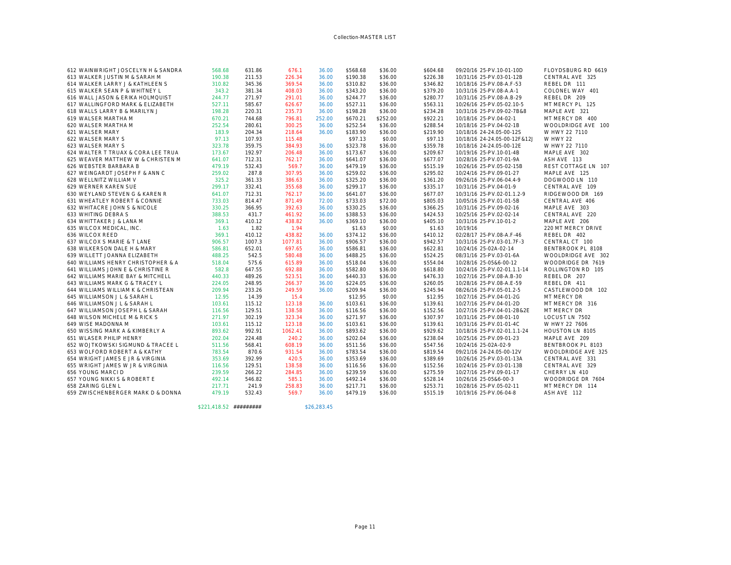# Collection-MASTER LIST

| # | Name | | | | | | | | Date / Parcel | Address |
|---|---|---|---|---|---|---|---|---|---|---|
| 612 | WAINWRIGHT JOSCELYN H & SANDRA | 568.68 | 631.86 | 676.1 | 36.00 | $568.68 | $36.00 | $604.68 | 09/20/16 25-PV.10-01-10D | FLOYDSBURG RD 6619 |
| 613 | WALKER JUSTIN M & SARAH M | 190.38 | 211.53 | 226.34 | 36.00 | $190.38 | $36.00 | $226.38 | 10/31/16 25-PV.03-01-12B | CENTRAL AVE 325 |
| 614 | WALKER LARRY J & KATHLEEN S | 310.82 | 345.36 | 369.54 | 36.00 | $310.82 | $36.00 | $346.82 | 10/18/16 25-PV.08-A.F-53 | REBEL DR 111 |
| 615 | WALKER SEAN P & WHITNEY L | 343.2 | 381.34 | 408.03 | 36.00 | $343.20 | $36.00 | $379.20 | 10/31/16 25-PV.08-A.A-1 | COLONEL WAY 401 |
| 616 | WALL JASON & ERIKA HOLMQUIST | 244.77 | 271.97 | 291.01 | 36.00 | $244.77 | $36.00 | $280.77 | 10/31/16 25-PV.08-A.B-29 | REBEL DR 209 |
| 617 | WALLINGFORD MARK & ELIZABETH | 527.11 | 585.67 | 626.67 | 36.00 | $527.11 | $36.00 | $563.11 | 10/26/16 25-PV.05-02.10-5 | MT MERCY PL 125 |
| 618 | WALLS LARRY B & MARILYN J | 198.28 | 220.31 | 235.73 | 36.00 | $198.28 | $36.00 | $234.28 | 10/31/16 25-PV.09-02-7B&8 | MAPLE AVE 321 |
| 619 | WALSER MARTHA M | 670.21 | 744.68 | 796.81 | 252.00 | $670.21 | $252.00 | $922.21 | 10/18/16 25-PV.04-02-1 | MT MERCY DR 400 |
| 620 | WALSER MARTHA M | 252.54 | 280.61 | 300.25 | 36.00 | $252.54 | $36.00 | $288.54 | 10/18/16 25-PV.04-02-1B | WOOLDRIDGE AVE 100 |
| 621 | WALSER MARY | 183.9 | 204.34 | 218.64 | 36.00 | $183.90 | $36.00 | $219.90 | 10/18/16 24-24.05-00-12S | W HWY 22 7110 |
| 622 | WALSER MARY S | 97.13 | 107.93 | 115.48 | | $97.13 | $0.00 | $97.13 | 10/18/16 24-24.05-00-12F&12J | W HWY 22 |
| 623 | WALSER MARY S | 323.78 | 359.75 | 384.93 | 36.00 | $323.78 | $36.00 | $359.78 | 10/18/16 24-24.05-00-12E | W HWY 22 7110 |
| 624 | WALTER T TRUAX & CORA LEE TRUA | 173.67 | 192.97 | 206.48 | 36.00 | $173.67 | $36.00 | $209.67 | 10/19/16 25-PV.10-01-4B | MAPLE AVE 302 |
| 625 | WEAVER MATTHEW W & CHRISTEN M | 641.07 | 712.31 | 762.17 | 36.00 | $641.07 | $36.00 | $677.07 | 10/28/16 25-PV.07-01-9A | ASH AVE 113 |
| 626 | WEBSTER BARBARA B | 479.19 | 532.43 | 569.7 | 36.00 | $479.19 | $36.00 | $515.19 | 10/26/16 25-PV.05-02-15B | REST COTTAGE LN 107 |
| 627 | WEINGARDT JOSEPH F & ANN C | 259.02 | 287.8 | 307.95 | 36.00 | $259.02 | $36.00 | $295.02 | 10/24/16 25-PV.09-01-27 | MAPLE AVE 125 |
| 628 | WELLNITZ WILLIAM V | 325.2 | 361.33 | 386.63 | 36.00 | $325.20 | $36.00 | $361.20 | 09/26/16 25-PV.06-04.4-9 | DOGWOOD LN 110 |
| 629 | WERNER KAREN SUE | 299.17 | 332.41 | 355.68 | 36.00 | $299.17 | $36.00 | $335.17 | 10/31/16 25-PV.04-01-9 | CENTRAL AVE 109 |
| 630 | WEYLAND STEVEN G & KAREN R | 641.07 | 712.31 | 762.17 | 36.00 | $641.07 | $36.00 | $677.07 | 10/31/16 25-PV.02-01.1.2-9 | RIDGEWOOD DR 169 |
| 631 | WHEATLEY ROBERT & CONNIE | 733.03 | 814.47 | 871.49 | 72.00 | $733.03 | $72.00 | $805.03 | 10/05/16 25-PV.01-01-5B | CENTRAL AVE 406 |
| 632 | WHITACRE JOHN S & NICOLE | 330.25 | 366.95 | 392.63 | 36.00 | $330.25 | $36.00 | $366.25 | 10/31/16 25-PV.09-02-16 | MAPLE AVE 303 |
| 633 | WHITING DEBRA S | 388.53 | 431.7 | 461.92 | 36.00 | $388.53 | $36.00 | $424.53 | 10/25/16 25-PV.02-02-14 | CENTRAL AVE 220 |
| 634 | WHITTAKER J & LANA M | 369.1 | 410.12 | 438.82 | 36.00 | $369.10 | $36.00 | $405.10 | 10/31/16 25-PV.10-01-2 | MAPLE AVE 206 |
| 635 | WILCOX MEDICAL, INC. | 1.63 | 1.82 | 1.94 | | $1.63 | $0.00 | $1.63 | 10/19/16 | 220 MT MERCY DRIVE |
| 636 | WILCOX REED | 369.1 | 410.12 | 438.82 | 36.00 | $374.12 | $36.00 | $410.12 | 02/28/17 25-PV.08-A.F-46 | REBEL DR 402 |
| 637 | WILCOX S MARIE & T LANE | 906.57 | 1007.3 | 1077.81 | 36.00 | $906.57 | $36.00 | $942.57 | 10/31/16 25-PV.03-01.7F-3 | CENTRAL CT 100 |
| 638 | WILKERSON DALE H & MARY | 586.81 | 652.01 | 697.65 | 36.00 | $586.81 | $36.00 | $622.81 | 10/24/16 25-02A-02-14 | BENTBROOK PL 8108 |
| 639 | WILLETT JOANNA ELIZABETH | 488.25 | 542.5 | 580.48 | 36.00 | $488.25 | $36.00 | $524.25 | 08/31/16 25-PV.03-01-6A | WOOLDRIDGE AVE 302 |
| 640 | WILLIAMS HENRY CHRISTOPHER & A | 518.04 | 575.6 | 615.89 | 36.00 | $518.04 | $36.00 | $554.04 | 10/28/16 25-05&6-00-12 | WOODRIDGE DR 7619 |
| 641 | WILLIAMS JOHN E & CHRISTINE R | 582.8 | 647.55 | 692.88 | 36.00 | $582.80 | $36.00 | $618.80 | 10/24/16 25-PV.02-01.1.1-14 | ROLLINGTON RD 105 |
| 642 | WILLIAMS MARIE BAY & MITCHELL | 440.33 | 489.26 | 523.51 | 36.00 | $440.33 | $36.00 | $476.33 | 10/27/16 25-PV.08-A.B-30 | REBEL DR 207 |
| 643 | WILLIAMS MARK G & TRACEY L | 224.05 | 248.95 | 266.37 | 36.00 | $224.05 | $36.00 | $260.05 | 10/28/16 25-PV.08-A.E-59 | REBEL DR 411 |
| 644 | WILLIAMS WILLIAM K & CHRISTEAN | 209.94 | 233.26 | 249.59 | 36.00 | $209.94 | $36.00 | $245.94 | 08/26/16 25-PV.05-01.2-5 | CASTLEWOOD DR 102 |
| 645 | WILLIAMSON J L & SARAH L | 12.95 | 14.39 | 15.4 | | $12.95 | $0.00 | $12.95 | 10/27/16 25-PV.04-01-2G | MT MERCY DR |
| 646 | WILLIAMSON J L & SARAH L | 103.61 | 115.12 | 123.18 | 36.00 | $103.61 | $36.00 | $139.61 | 10/27/16 25-PV.04-01-2D | MT MERCY DR 316 |
| 647 | WILLIAMSON JOSEPH L & SARAH | 116.56 | 129.51 | 138.58 | 36.00 | $116.56 | $36.00 | $152.56 | 10/27/16 25-PV.04-01-2B&2E | MT MERCY DR |
| 648 | WILSON MICHELE M & RICK S | 271.97 | 302.19 | 323.34 | 36.00 | $271.97 | $36.00 | $307.97 | 10/31/16 25-PV.08-01-10 | LOCUST LN 7502 |
| 649 | WISE MADONNA M | 103.61 | 115.12 | 123.18 | 36.00 | $103.61 | $36.00 | $139.61 | 10/31/16 25-PV.01-01-4C | W HWY 22 7606 |
| 650 | WISSING MARK A & KIMBERLY A | 893.62 | 992.91 | 1062.41 | 36.00 | $893.62 | $36.00 | $929.62 | 10/18/16 25-PV.02-01.1.1-24 | HOUSTON LN 8105 |
| 651 | WLASER PHILIP HENRY | 202.04 | 224.48 | 240.2 | 36.00 | $202.04 | $36.00 | $238.04 | 10/25/16 25-PV.09-01-23 | MAPLE AVE 209 |
| 652 | WOJTKOWSKI SIGMUND & TRACEE L | 511.56 | 568.41 | 608.19 | 36.00 | $511.56 | $36.00 | $547.56 | 10/24/16 25-02A-02-9 | BENTBROOK PL 8103 |
| 653 | WOLFORD ROBERT A & KATHY | 783.54 | 870.6 | 931.54 | 36.00 | $783.54 | $36.00 | $819.54 | 09/21/16 24-24.05-00-12V | WOOLDRIDGE AVE 325 |
| 654 | WRIGHT JAMES E JR & VIRGINIA | 353.69 | 392.99 | 420.5 | 36.00 | $353.69 | $36.00 | $389.69 | 10/26/16 25-PV.03-01-13A | CENTRAL AVE 331 |
| 655 | WRIGHT JAMES W JR & VIRGINIA | 116.56 | 129.51 | 138.58 | 36.00 | $116.56 | $36.00 | $152.56 | 10/24/16 25-PV.03-01-13B | CENTRAL AVE 329 |
| 656 | YOUNG MARCI D | 239.59 | 266.22 | 284.85 | 36.00 | $239.59 | $36.00 | $275.59 | 10/27/16 25-PV.09-01-17 | CHERRY LN 410 |
| 657 | YOUNG NIKKI S & ROBERT E | 492.14 | 546.82 | 585.1 | 36.00 | $492.14 | $36.00 | $528.14 | 10/26/16 25-05&6-00-3 | WOODRIDGE DR 7604 |
| 658 | ZARING GLEN L | 217.71 | 241.9 | 258.83 | 36.00 | $217.71 | $36.00 | $253.71 | 10/28/16 25-PV.05-02-11 | MT MERCY DR 114 |
| 659 | ZWISCHENBERGER MARK D & DONNA | 479.19 | 532.43 | 569.7 | 36.00 | $479.19 | $36.00 | $515.19 | 10/19/16 25-PV.06-04-8 | ASH AVE 112 |
| | | $221,418.52 | ######## | | $26,283.45 | | | | | |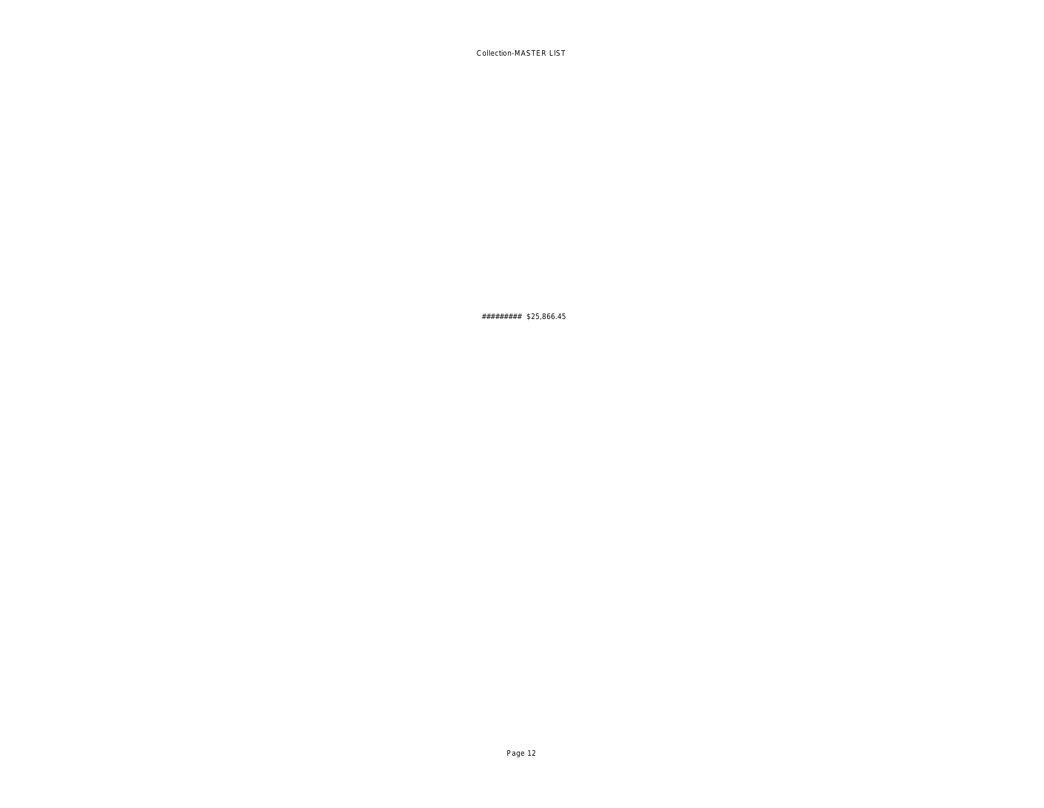######### $25,866.45